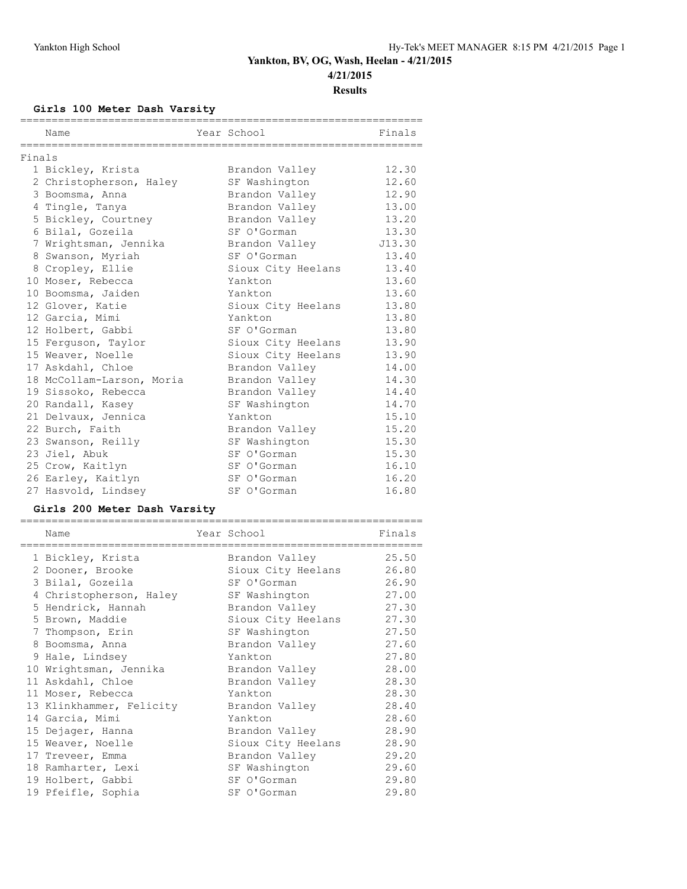# Yankton, BV, OG, Wash, Heelan - 4/21/2015

**4/21/2015**

**Results**

### Girls 100 Meter Dash Varsity

Finals

| Place | Name | Year | School | Finals |
|---|---|---|---|---|
| 1 | Bickley, Krista | | Brandon Valley | 12.30 |
| 2 | Christopherson, Haley | | SF Washington | 12.60 |
| 3 | Boomsma, Anna | | Brandon Valley | 12.90 |
| 4 | Tingle, Tanya | | Brandon Valley | 13.00 |
| 5 | Bickley, Courtney | | Brandon Valley | 13.20 |
| 6 | Bilal, Gozeila | | SF O'Gorman | 13.30 |
| 7 | Wrightsman, Jennika | | Brandon Valley | J13.30 |
| 8 | Swanson, Myriah | | SF O'Gorman | 13.40 |
| 8 | Cropley, Ellie | | Sioux City Heelans | 13.40 |
| 10 | Moser, Rebecca | | Yankton | 13.60 |
| 10 | Boomsma, Jaiden | | Yankton | 13.60 |
| 12 | Glover, Katie | | Sioux City Heelans | 13.80 |
| 12 | Garcia, Mimi | | Yankton | 13.80 |
| 12 | Holbert, Gabbi | | SF O'Gorman | 13.80 |
| 15 | Ferguson, Taylor | | Sioux City Heelans | 13.90 |
| 15 | Weaver, Noelle | | Sioux City Heelans | 13.90 |
| 17 | Askdahl, Chloe | | Brandon Valley | 14.00 |
| 18 | McCollam-Larson, Moria | | Brandon Valley | 14.30 |
| 19 | Sissoko, Rebecca | | Brandon Valley | 14.40 |
| 20 | Randall, Kasey | | SF Washington | 14.70 |
| 21 | Delvaux, Jennica | | Yankton | 15.10 |
| 22 | Burch, Faith | | Brandon Valley | 15.20 |
| 23 | Swanson, Reilly | | SF Washington | 15.30 |
| 23 | Jiel, Abuk | | SF O'Gorman | 15.30 |
| 25 | Crow, Kaitlyn | | SF O'Gorman | 16.10 |
| 26 | Earley, Kaitlyn | | SF O'Gorman | 16.20 |
| 27 | Hasvold, Lindsey | | SF O'Gorman | 16.80 |

### Girls 200 Meter Dash Varsity

| Place | Name | Year | School | Finals |
|---|---|---|---|---|
| 1 | Bickley, Krista | | Brandon Valley | 25.50 |
| 2 | Dooner, Brooke | | Sioux City Heelans | 26.80 |
| 3 | Bilal, Gozeila | | SF O'Gorman | 26.90 |
| 4 | Christopherson, Haley | | SF Washington | 27.00 |
| 5 | Hendrick, Hannah | | Brandon Valley | 27.30 |
| 5 | Brown, Maddie | | Sioux City Heelans | 27.30 |
| 7 | Thompson, Erin | | SF Washington | 27.50 |
| 8 | Boomsma, Anna | | Brandon Valley | 27.60 |
| 9 | Hale, Lindsey | | Yankton | 27.80 |
| 10 | Wrightsman, Jennika | | Brandon Valley | 28.00 |
| 11 | Askdahl, Chloe | | Brandon Valley | 28.30 |
| 11 | Moser, Rebecca | | Yankton | 28.30 |
| 13 | Klinkhammer, Felicity | | Brandon Valley | 28.40 |
| 14 | Garcia, Mimi | | Yankton | 28.60 |
| 15 | Dejager, Hanna | | Brandon Valley | 28.90 |
| 15 | Weaver, Noelle | | Sioux City Heelans | 28.90 |
| 17 | Treveer, Emma | | Brandon Valley | 29.20 |
| 18 | Ramharter, Lexi | | SF Washington | 29.60 |
| 19 | Holbert, Gabbi | | SF O'Gorman | 29.80 |
| 19 | Pfeifle, Sophia | | SF O'Gorman | 29.80 |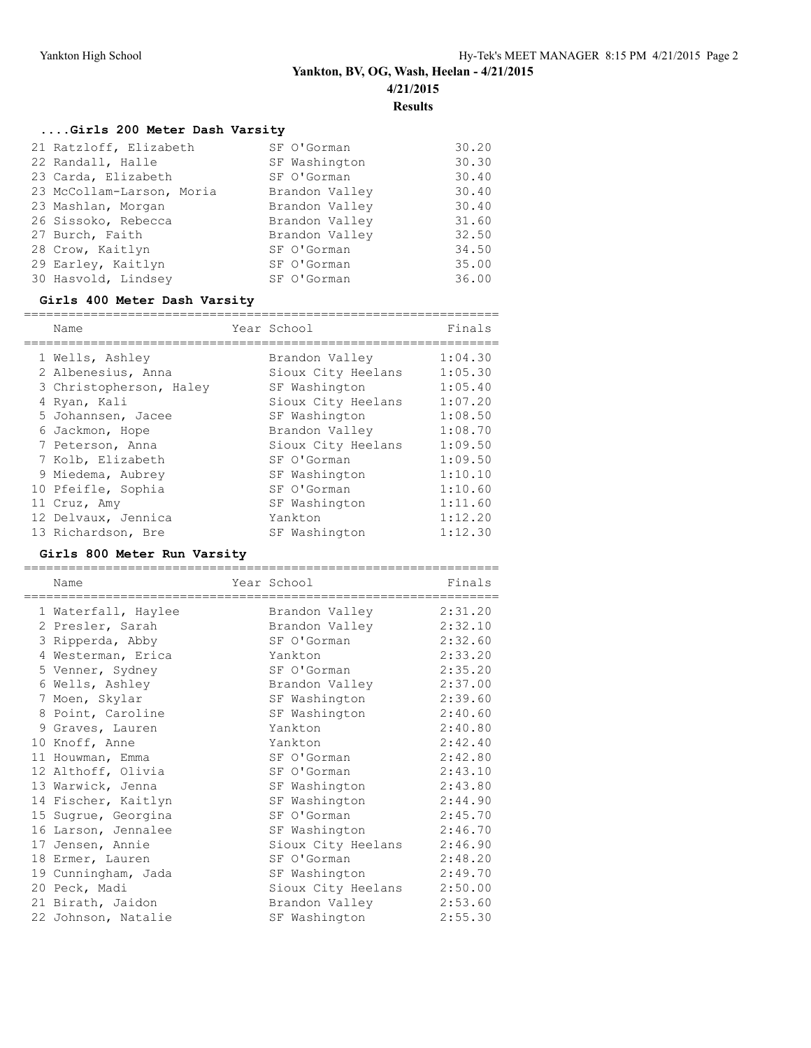# Yankton, BV, OG, Wash, Heelan - 4/21/2015

**4/21/2015**

**Results**

### ....Girls 200 Meter Dash Varsity

| | | | |
|---|---|---|---|
| 21 | Ratzloff, Elizabeth | SF O'Gorman | 30.20 |
| 22 | Randall, Halle | SF Washington | 30.30 |
| 23 | Carda, Elizabeth | SF O'Gorman | 30.40 |
| 23 | McCollam-Larson, Moria | Brandon Valley | 30.40 |
| 23 | Mashlan, Morgan | Brandon Valley | 30.40 |
| 26 | Sissoko, Rebecca | Brandon Valley | 31.60 |
| 27 | Burch, Faith | Brandon Valley | 32.50 |
| 28 | Crow, Kaitlyn | SF O'Gorman | 34.50 |
| 29 | Earley, Kaitlyn | SF O'Gorman | 35.00 |
| 30 | Hasvold, Lindsey | SF O'Gorman | 36.00 |

### Girls 400 Meter Dash Varsity

| | Name | Year | School | Finals |
|---|---|---|---|---|
| 1 | Wells, Ashley | | Brandon Valley | 1:04.30 |
| 2 | Albenesius, Anna | | Sioux City Heelans | 1:05.30 |
| 3 | Christopherson, Haley | | SF Washington | 1:05.40 |
| 4 | Ryan, Kali | | Sioux City Heelans | 1:07.20 |
| 5 | Johannsen, Jacee | | SF Washington | 1:08.50 |
| 6 | Jackmon, Hope | | Brandon Valley | 1:08.70 |
| 7 | Peterson, Anna | | Sioux City Heelans | 1:09.50 |
| 7 | Kolb, Elizabeth | | SF O'Gorman | 1:09.50 |
| 9 | Miedema, Aubrey | | SF Washington | 1:10.10 |
| 10 | Pfeifle, Sophia | | SF O'Gorman | 1:10.60 |
| 11 | Cruz, Amy | | SF Washington | 1:11.60 |
| 12 | Delvaux, Jennica | | Yankton | 1:12.20 |
| 13 | Richardson, Bre | | SF Washington | 1:12.30 |

### Girls 800 Meter Run Varsity

| | Name | Year | School | Finals |
|---|---|---|---|---|
| 1 | Waterfall, Haylee | | Brandon Valley | 2:31.20 |
| 2 | Presler, Sarah | | Brandon Valley | 2:32.10 |
| 3 | Ripperda, Abby | | SF O'Gorman | 2:32.60 |
| 4 | Westerman, Erica | | Yankton | 2:33.20 |
| 5 | Venner, Sydney | | SF O'Gorman | 2:35.20 |
| 6 | Wells, Ashley | | Brandon Valley | 2:37.00 |
| 7 | Moen, Skylar | | SF Washington | 2:39.60 |
| 8 | Point, Caroline | | SF Washington | 2:40.60 |
| 9 | Graves, Lauren | | Yankton | 2:40.80 |
| 10 | Knoff, Anne | | Yankton | 2:42.40 |
| 11 | Houwman, Emma | | SF O'Gorman | 2:42.80 |
| 12 | Althoff, Olivia | | SF O'Gorman | 2:43.10 |
| 13 | Warwick, Jenna | | SF Washington | 2:43.80 |
| 14 | Fischer, Kaitlyn | | SF Washington | 2:44.90 |
| 15 | Sugrue, Georgina | | SF O'Gorman | 2:45.70 |
| 16 | Larson, Jennalee | | SF Washington | 2:46.70 |
| 17 | Jensen, Annie | | Sioux City Heelans | 2:46.90 |
| 18 | Ermer, Lauren | | SF O'Gorman | 2:48.20 |
| 19 | Cunningham, Jada | | SF Washington | 2:49.70 |
| 20 | Peck, Madi | | Sioux City Heelans | 2:50.00 |
| 21 | Birath, Jaidon | | Brandon Valley | 2:53.60 |
| 22 | Johnson, Natalie | | SF Washington | 2:55.30 |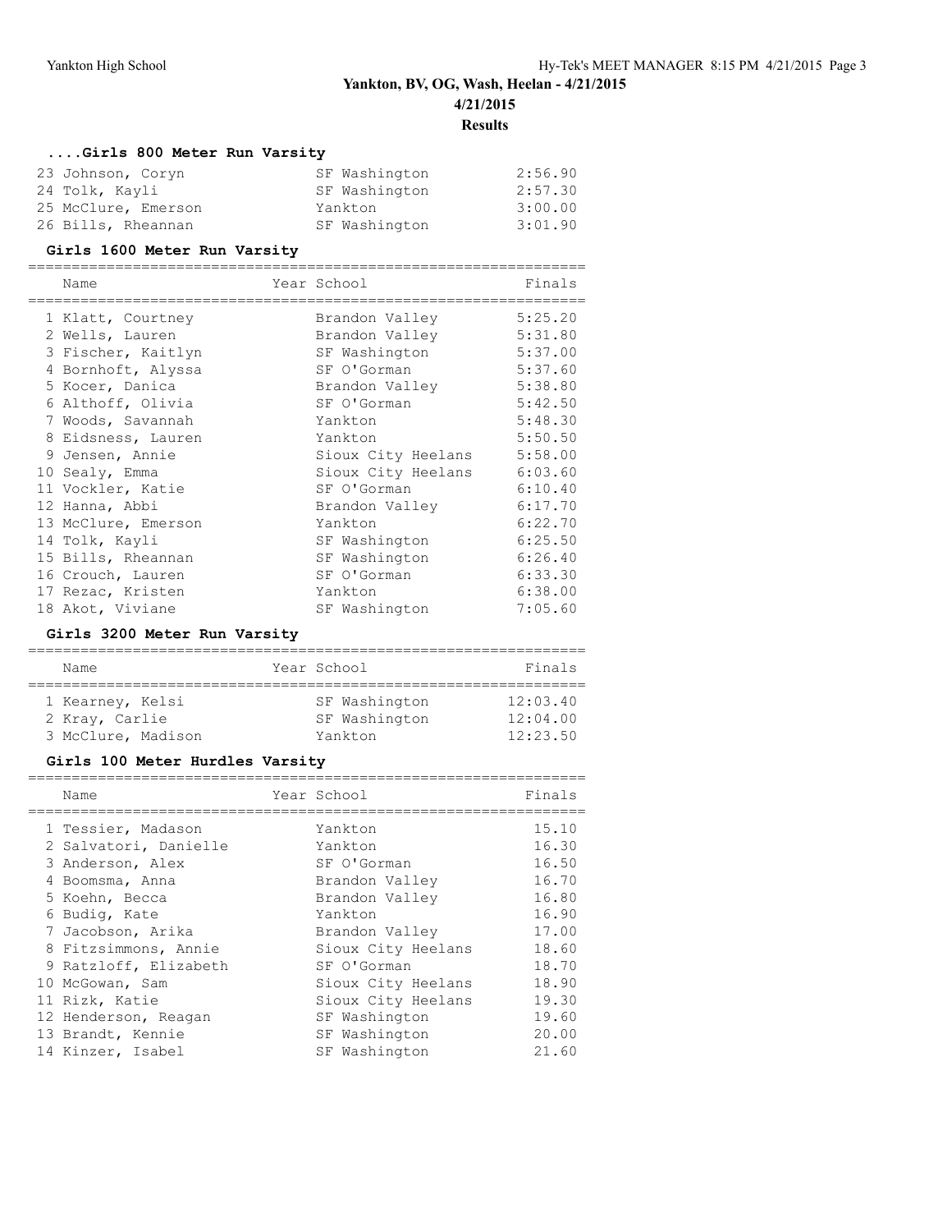## Yankton, BV, OG, Wash, Heelan - 4/21/2015

**4/21/2015**

**Results**

### ....Girls 800 Meter Run Varsity

| | | | |
|---|---|---|---|
| 23 | Johnson, Coryn | SF Washington | 2:56.90 |
| 24 | Tolk, Kayli | SF Washington | 2:57.30 |
| 25 | McClure, Emerson | Yankton | 3:00.00 |
| 26 | Bills, Rheannan | SF Washington | 3:01.90 |

### Girls 1600 Meter Run Varsity

| | Name | Year School | Finals |
|---|---|---|---|
| 1 | Klatt, Courtney | Brandon Valley | 5:25.20 |
| 2 | Wells, Lauren | Brandon Valley | 5:31.80 |
| 3 | Fischer, Kaitlyn | SF Washington | 5:37.00 |
| 4 | Bornhoft, Alyssa | SF O'Gorman | 5:37.60 |
| 5 | Kocer, Danica | Brandon Valley | 5:38.80 |
| 6 | Althoff, Olivia | SF O'Gorman | 5:42.50 |
| 7 | Woods, Savannah | Yankton | 5:48.30 |
| 8 | Eidsness, Lauren | Yankton | 5:50.50 |
| 9 | Jensen, Annie | Sioux City Heelans | 5:58.00 |
| 10 | Sealy, Emma | Sioux City Heelans | 6:03.60 |
| 11 | Vockler, Katie | SF O'Gorman | 6:10.40 |
| 12 | Hanna, Abbi | Brandon Valley | 6:17.70 |
| 13 | McClure, Emerson | Yankton | 6:22.70 |
| 14 | Tolk, Kayli | SF Washington | 6:25.50 |
| 15 | Bills, Rheannan | SF Washington | 6:26.40 |
| 16 | Crouch, Lauren | SF O'Gorman | 6:33.30 |
| 17 | Rezac, Kristen | Yankton | 6:38.00 |
| 18 | Akot, Viviane | SF Washington | 7:05.60 |

### Girls 3200 Meter Run Varsity

| | Name | Year School | Finals |
|---|---|---|---|
| 1 | Kearney, Kelsi | SF Washington | 12:03.40 |
| 2 | Kray, Carlie | SF Washington | 12:04.00 |
| 3 | McClure, Madison | Yankton | 12:23.50 |

### Girls 100 Meter Hurdles Varsity

| | Name | Year School | Finals |
|---|---|---|---|
| 1 | Tessier, Madason | Yankton | 15.10 |
| 2 | Salvatori, Danielle | Yankton | 16.30 |
| 3 | Anderson, Alex | SF O'Gorman | 16.50 |
| 4 | Boomsma, Anna | Brandon Valley | 16.70 |
| 5 | Koehn, Becca | Brandon Valley | 16.80 |
| 6 | Budig, Kate | Yankton | 16.90 |
| 7 | Jacobson, Arika | Brandon Valley | 17.00 |
| 8 | Fitzsimmons, Annie | Sioux City Heelans | 18.60 |
| 9 | Ratzloff, Elizabeth | SF O'Gorman | 18.70 |
| 10 | McGowan, Sam | Sioux City Heelans | 18.90 |
| 11 | Rizk, Katie | Sioux City Heelans | 19.30 |
| 12 | Henderson, Reagan | SF Washington | 19.60 |
| 13 | Brandt, Kennie | SF Washington | 20.00 |
| 14 | Kinzer, Isabel | SF Washington | 21.60 |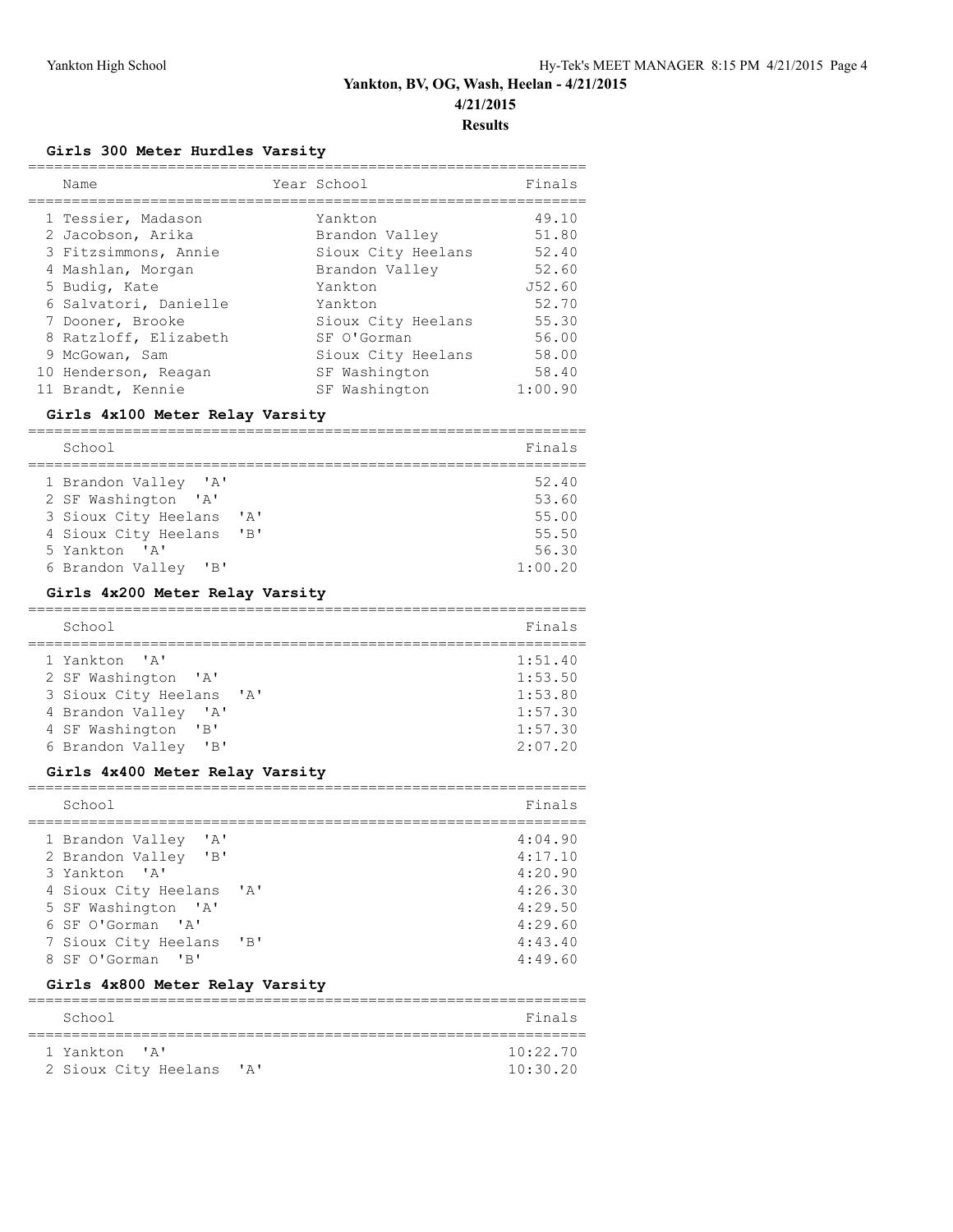# Yankton, BV, OG, Wash, Heelan - 4/21/2015

**4/21/2015**

**Results**

### Girls 300 Meter Hurdles Varsity

| | Name | Year | School | Finals |
|---|---|---|---|---|
| 1 | Tessier, Madason | | Yankton | 49.10 |
| 2 | Jacobson, Arika | | Brandon Valley | 51.80 |
| 3 | Fitzsimmons, Annie | | Sioux City Heelans | 52.40 |
| 4 | Mashlan, Morgan | | Brandon Valley | 52.60 |
| 5 | Budig, Kate | | Yankton | J52.60 |
| 6 | Salvatori, Danielle | | Yankton | 52.70 |
| 7 | Dooner, Brooke | | Sioux City Heelans | 55.30 |
| 8 | Ratzloff, Elizabeth | | SF O'Gorman | 56.00 |
| 9 | McGowan, Sam | | Sioux City Heelans | 58.00 |
| 10 | Henderson, Reagan | | SF Washington | 58.40 |
| 11 | Brandt, Kennie | | SF Washington | 1:00.90 |

### Girls 4x100 Meter Relay Varsity

| | School | Finals |
|---|---|---|
| 1 | Brandon Valley 'A' | 52.40 |
| 2 | SF Washington 'A' | 53.60 |
| 3 | Sioux City Heelans 'A' | 55.00 |
| 4 | Sioux City Heelans 'B' | 55.50 |
| 5 | Yankton 'A' | 56.30 |
| 6 | Brandon Valley 'B' | 1:00.20 |

### Girls 4x200 Meter Relay Varsity

| | School | Finals |
|---|---|---|
| 1 | Yankton 'A' | 1:51.40 |
| 2 | SF Washington 'A' | 1:53.50 |
| 3 | Sioux City Heelans 'A' | 1:53.80 |
| 4 | Brandon Valley 'A' | 1:57.30 |
| 4 | SF Washington 'B' | 1:57.30 |
| 6 | Brandon Valley 'B' | 2:07.20 |

### Girls 4x400 Meter Relay Varsity

| | School | Finals |
|---|---|---|
| 1 | Brandon Valley 'A' | 4:04.90 |
| 2 | Brandon Valley 'B' | 4:17.10 |
| 3 | Yankton 'A' | 4:20.90 |
| 4 | Sioux City Heelans 'A' | 4:26.30 |
| 5 | SF Washington 'A' | 4:29.50 |
| 6 | SF O'Gorman 'A' | 4:29.60 |
| 7 | Sioux City Heelans 'B' | 4:43.40 |
| 8 | SF O'Gorman 'B' | 4:49.60 |

### Girls 4x800 Meter Relay Varsity

| | School | Finals |
|---|---|---|
| 1 | Yankton 'A' | 10:22.70 |
| 2 | Sioux City Heelans 'A' | 10:30.20 |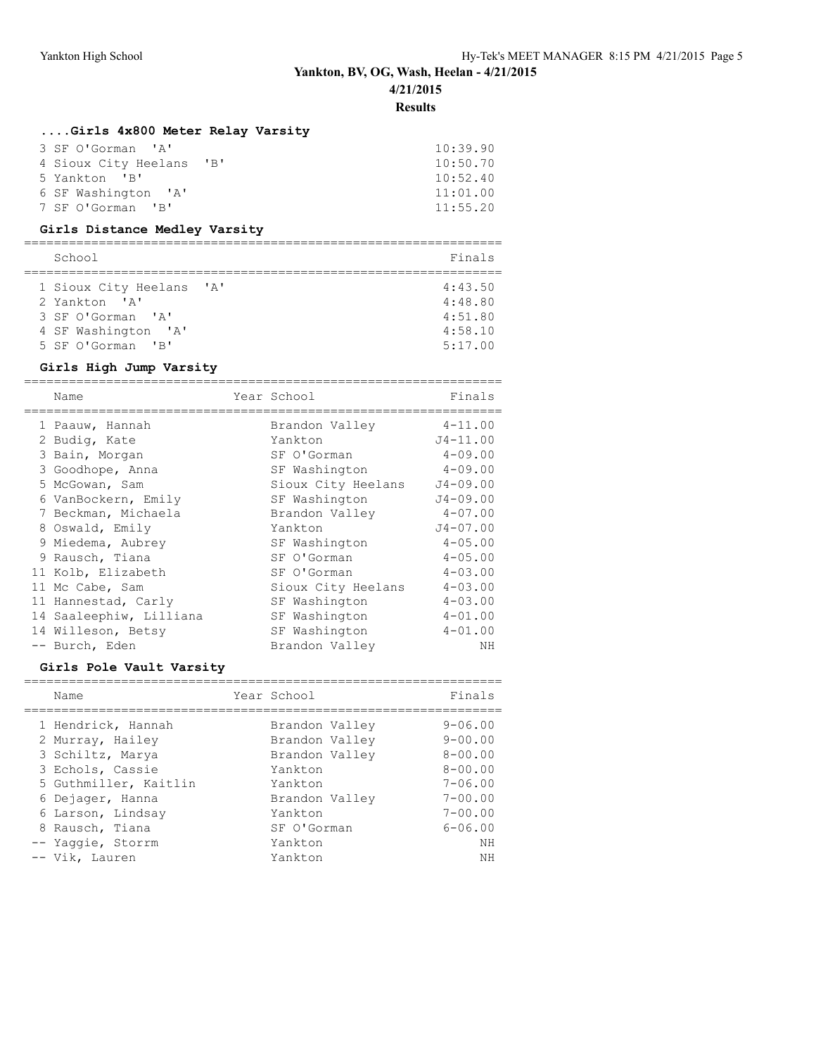## Yankton, BV, OG, Wash, Heelan - 4/21/2015

**4/21/2015**

**Results**

### ....Girls 4x800 Meter Relay Varsity

| | School | Finals |
|---|---|---|
| 3 | SF O'Gorman 'A' | 10:39.90 |
| 4 | Sioux City Heelans 'B' | 10:50.70 |
| 5 | Yankton 'B' | 10:52.40 |
| 6 | SF Washington 'A' | 11:01.00 |
| 7 | SF O'Gorman 'B' | 11:55.20 |

### Girls Distance Medley Varsity

| | School | Finals |
|---|---|---|
| 1 | Sioux City Heelans 'A' | 4:43.50 |
| 2 | Yankton 'A' | 4:48.80 |
| 3 | SF O'Gorman 'A' | 4:51.80 |
| 4 | SF Washington 'A' | 4:58.10 |
| 5 | SF O'Gorman 'B' | 5:17.00 |

### Girls High Jump Varsity

| | Name | Year | School | Finals |
|---|---|---|---|---|
| 1 | Paauw, Hannah | | Brandon Valley | 4-11.00 |
| 2 | Budig, Kate | | Yankton | J4-11.00 |
| 3 | Bain, Morgan | | SF O'Gorman | 4-09.00 |
| 3 | Goodhope, Anna | | SF Washington | 4-09.00 |
| 5 | McGowan, Sam | | Sioux City Heelans | J4-09.00 |
| 6 | VanBockern, Emily | | SF Washington | J4-09.00 |
| 7 | Beckman, Michaela | | Brandon Valley | 4-07.00 |
| 8 | Oswald, Emily | | Yankton | J4-07.00 |
| 9 | Miedema, Aubrey | | SF Washington | 4-05.00 |
| 9 | Rausch, Tiana | | SF O'Gorman | 4-05.00 |
| 11 | Kolb, Elizabeth | | SF O'Gorman | 4-03.00 |
| 11 | Mc Cabe, Sam | | Sioux City Heelans | 4-03.00 |
| 11 | Hannestad, Carly | | SF Washington | 4-03.00 |
| 14 | Saaleephiw, Lilliana | | SF Washington | 4-01.00 |
| 14 | Willeson, Betsy | | SF Washington | 4-01.00 |
| -- | Burch, Eden | | Brandon Valley | NH |

### Girls Pole Vault Varsity

| | Name | Year | School | Finals |
|---|---|---|---|---|
| 1 | Hendrick, Hannah | | Brandon Valley | 9-06.00 |
| 2 | Murray, Hailey | | Brandon Valley | 9-00.00 |
| 3 | Schiltz, Marya | | Brandon Valley | 8-00.00 |
| 3 | Echols, Cassie | | Yankton | 8-00.00 |
| 5 | Guthmiller, Kaitlin | | Yankton | 7-06.00 |
| 6 | Dejager, Hanna | | Brandon Valley | 7-00.00 |
| 6 | Larson, Lindsay | | Yankton | 7-00.00 |
| 8 | Rausch, Tiana | | SF O'Gorman | 6-06.00 |
| -- | Yaggie, Storrm | | Yankton | NH |
| -- | Vik, Lauren | | Yankton | NH |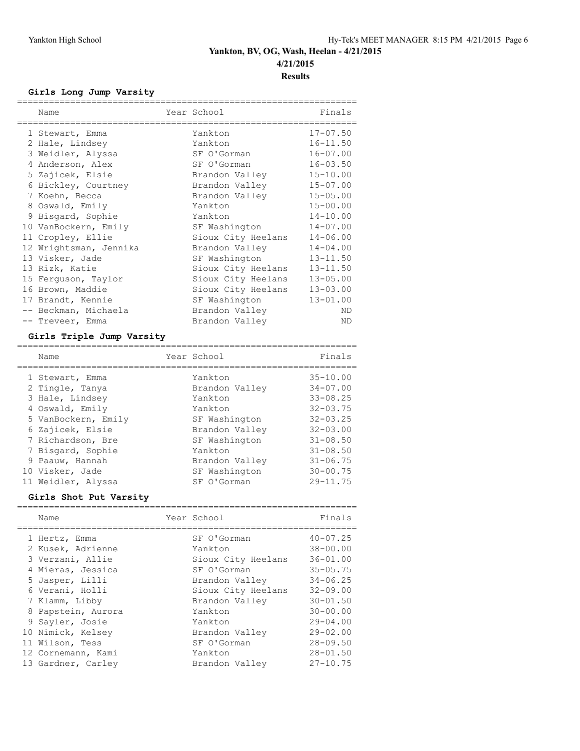# Yankton, BV, OG, Wash, Heelan - 4/21/2015

**4/21/2015**

**Results**

### Girls Long Jump Varsity

| Place | Name | Year | School | Finals |
|---|---|---|---|---|
| 1 | Stewart, Emma | | Yankton | 17-07.50 |
| 2 | Hale, Lindsey | | Yankton | 16-11.50 |
| 3 | Weidler, Alyssa | | SF O'Gorman | 16-07.00 |
| 4 | Anderson, Alex | | SF O'Gorman | 16-03.50 |
| 5 | Zajicek, Elsie | | Brandon Valley | 15-10.00 |
| 6 | Bickley, Courtney | | Brandon Valley | 15-07.00 |
| 7 | Koehn, Becca | | Brandon Valley | 15-05.00 |
| 8 | Oswald, Emily | | Yankton | 15-00.00 |
| 9 | Bisgard, Sophie | | Yankton | 14-10.00 |
| 10 | VanBockern, Emily | | SF Washington | 14-07.00 |
| 11 | Cropley, Ellie | | Sioux City Heelans | 14-06.00 |
| 12 | Wrightsman, Jennika | | Brandon Valley | 14-04.00 |
| 13 | Visker, Jade | | SF Washington | 13-11.50 |
| 13 | Rizk, Katie | | Sioux City Heelans | 13-11.50 |
| 15 | Ferguson, Taylor | | Sioux City Heelans | 13-05.00 |
| 16 | Brown, Maddie | | Sioux City Heelans | 13-03.00 |
| 17 | Brandt, Kennie | | SF Washington | 13-01.00 |
| -- | Beckman, Michaela | | Brandon Valley | ND |
| -- | Treveer, Emma | | Brandon Valley | ND |

### Girls Triple Jump Varsity

| Place | Name | Year | School | Finals |
|---|---|---|---|---|
| 1 | Stewart, Emma | | Yankton | 35-10.00 |
| 2 | Tingle, Tanya | | Brandon Valley | 34-07.00 |
| 3 | Hale, Lindsey | | Yankton | 33-08.25 |
| 4 | Oswald, Emily | | Yankton | 32-03.75 |
| 5 | VanBockern, Emily | | SF Washington | 32-03.25 |
| 6 | Zajicek, Elsie | | Brandon Valley | 32-03.00 |
| 7 | Richardson, Bre | | SF Washington | 31-08.50 |
| 7 | Bisgard, Sophie | | Yankton | 31-08.50 |
| 9 | Paauw, Hannah | | Brandon Valley | 31-06.75 |
| 10 | Visker, Jade | | SF Washington | 30-00.75 |
| 11 | Weidler, Alyssa | | SF O'Gorman | 29-11.75 |

### Girls Shot Put Varsity

| Place | Name | Year | School | Finals |
|---|---|---|---|---|
| 1 | Hertz, Emma | | SF O'Gorman | 40-07.25 |
| 2 | Kusek, Adrienne | | Yankton | 38-00.00 |
| 3 | Verzani, Allie | | Sioux City Heelans | 36-01.00 |
| 4 | Mieras, Jessica | | SF O'Gorman | 35-05.75 |
| 5 | Jasper, Lilli | | Brandon Valley | 34-06.25 |
| 6 | Verani, Holli | | Sioux City Heelans | 32-09.00 |
| 7 | Klamm, Libby | | Brandon Valley | 30-01.50 |
| 8 | Papstein, Aurora | | Yankton | 30-00.00 |
| 9 | Sayler, Josie | | Yankton | 29-04.00 |
| 10 | Nimick, Kelsey | | Brandon Valley | 29-02.00 |
| 11 | Wilson, Tess | | SF O'Gorman | 28-09.50 |
| 12 | Cornemann, Kami | | Yankton | 28-01.50 |
| 13 | Gardner, Carley | | Brandon Valley | 27-10.75 |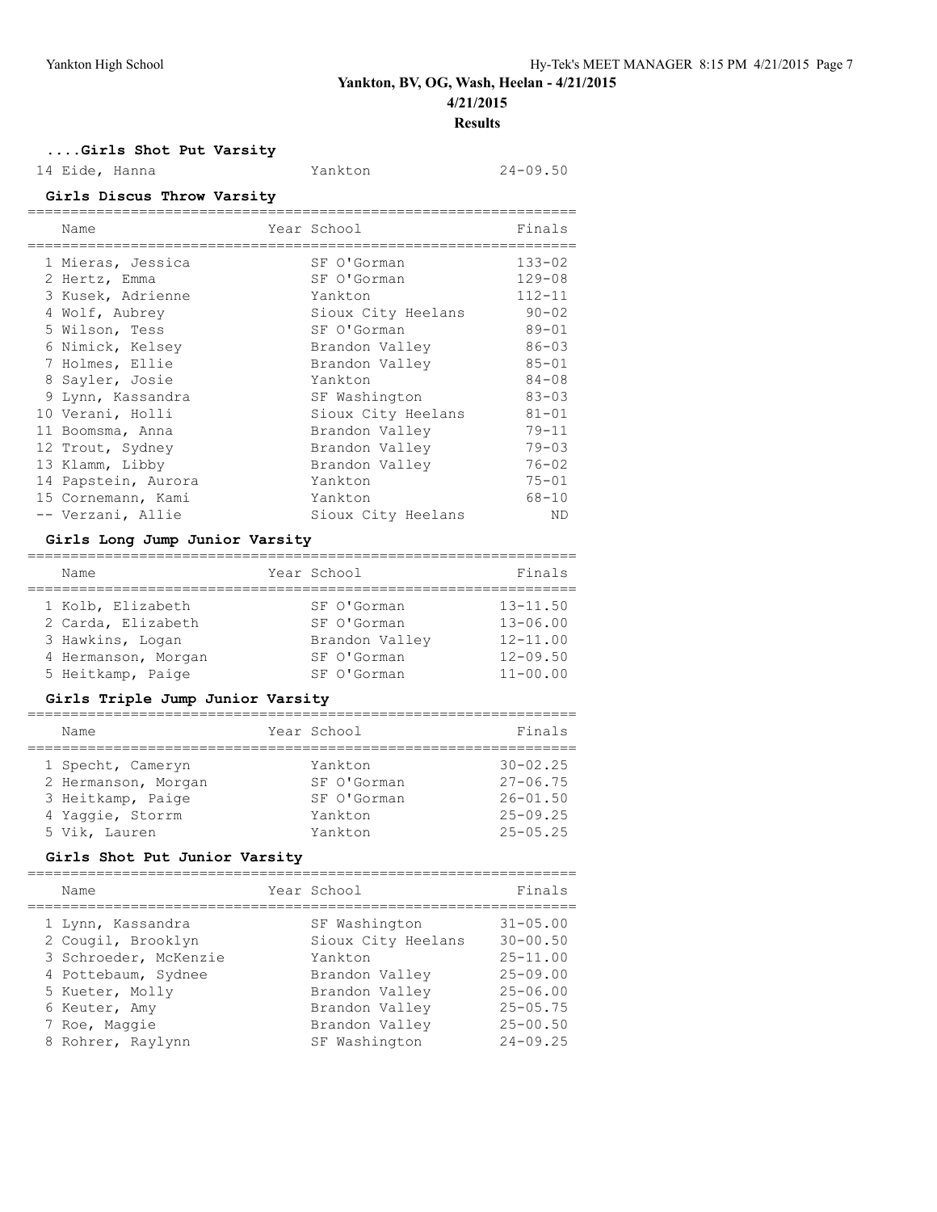# Yankton, BV, OG, Wash, Heelan - 4/21/2015

**4/21/2015**

**Results**

### ....Girls Shot Put Varsity

| Name | Year | School | Finals |
|---|---|---|---|
| 14 Eide, Hanna | | Yankton | 24-09.50 |

### Girls Discus Throw Varsity

| Name | Year | School | Finals |
|---|---|---|---|
| 1 Mieras, Jessica | | SF O'Gorman | 133-02 |
| 2 Hertz, Emma | | SF O'Gorman | 129-08 |
| 3 Kusek, Adrienne | | Yankton | 112-11 |
| 4 Wolf, Aubrey | | Sioux City Heelans | 90-02 |
| 5 Wilson, Tess | | SF O'Gorman | 89-01 |
| 6 Nimick, Kelsey | | Brandon Valley | 86-03 |
| 7 Holmes, Ellie | | Brandon Valley | 85-01 |
| 8 Sayler, Josie | | Yankton | 84-08 |
| 9 Lynn, Kassandra | | SF Washington | 83-03 |
| 10 Verani, Holli | | Sioux City Heelans | 81-01 |
| 11 Boomsma, Anna | | Brandon Valley | 79-11 |
| 12 Trout, Sydney | | Brandon Valley | 79-03 |
| 13 Klamm, Libby | | Brandon Valley | 76-02 |
| 14 Papstein, Aurora | | Yankton | 75-01 |
| 15 Cornemann, Kami | | Yankton | 68-10 |
| -- Verzani, Allie | | Sioux City Heelans | ND |

### Girls Long Jump Junior Varsity

| Name | Year | School | Finals |
|---|---|---|---|
| 1 Kolb, Elizabeth | | SF O'Gorman | 13-11.50 |
| 2 Carda, Elizabeth | | SF O'Gorman | 13-06.00 |
| 3 Hawkins, Logan | | Brandon Valley | 12-11.00 |
| 4 Hermanson, Morgan | | SF O'Gorman | 12-09.50 |
| 5 Heitkamp, Paige | | SF O'Gorman | 11-00.00 |

### Girls Triple Jump Junior Varsity

| Name | Year | School | Finals |
|---|---|---|---|
| 1 Specht, Cameryn | | Yankton | 30-02.25 |
| 2 Hermanson, Morgan | | SF O'Gorman | 27-06.75 |
| 3 Heitkamp, Paige | | SF O'Gorman | 26-01.50 |
| 4 Yaggie, Storrm | | Yankton | 25-09.25 |
| 5 Vik, Lauren | | Yankton | 25-05.25 |

### Girls Shot Put Junior Varsity

| Name | Year | School | Finals |
|---|---|---|---|
| 1 Lynn, Kassandra | | SF Washington | 31-05.00 |
| 2 Cougil, Brooklyn | | Sioux City Heelans | 30-00.50 |
| 3 Schroeder, McKenzie | | Yankton | 25-11.00 |
| 4 Pottebaum, Sydnee | | Brandon Valley | 25-09.00 |
| 5 Kueter, Molly | | Brandon Valley | 25-06.00 |
| 6 Keuter, Amy | | Brandon Valley | 25-05.75 |
| 7 Roe, Maggie | | Brandon Valley | 25-00.50 |
| 8 Rohrer, Raylynn | | SF Washington | 24-09.25 |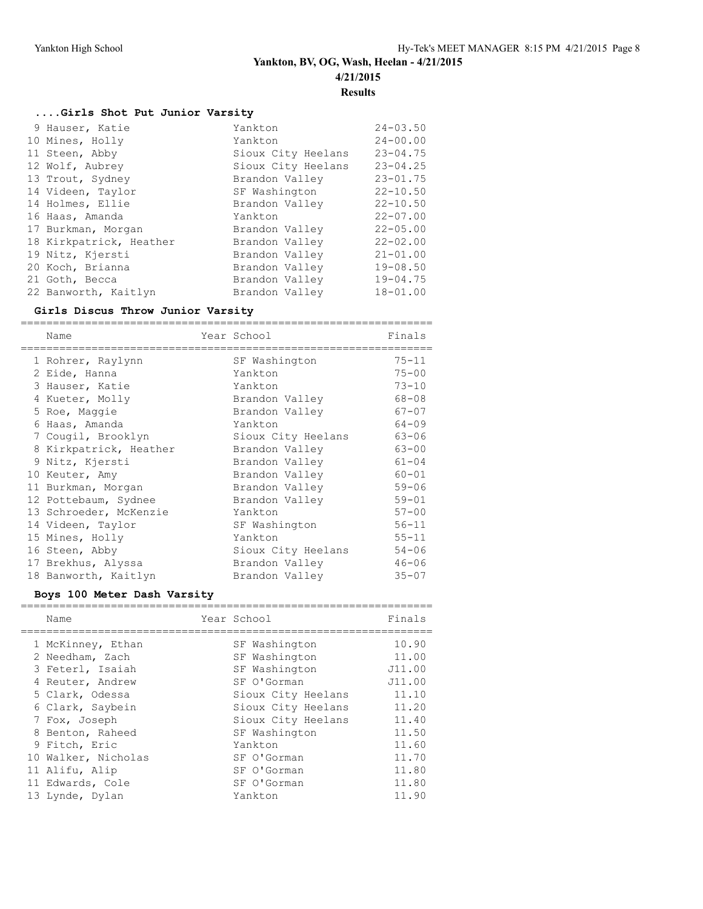# Yankton, BV, OG, Wash, Heelan - 4/21/2015

**4/21/2015**

**Results**

### ....Girls Shot Put Junior Varsity

| | Name | School | Finals |
|---|---|---|---|
| 9 | Hauser, Katie | Yankton | 24-03.50 |
| 10 | Mines, Holly | Yankton | 24-00.00 |
| 11 | Steen, Abby | Sioux City Heelans | 23-04.75 |
| 12 | Wolf, Aubrey | Sioux City Heelans | 23-04.25 |
| 13 | Trout, Sydney | Brandon Valley | 23-01.75 |
| 14 | Videen, Taylor | SF Washington | 22-10.50 |
| 14 | Holmes, Ellie | Brandon Valley | 22-10.50 |
| 16 | Haas, Amanda | Yankton | 22-07.00 |
| 17 | Burkman, Morgan | Brandon Valley | 22-05.00 |
| 18 | Kirkpatrick, Heather | Brandon Valley | 22-02.00 |
| 19 | Nitz, Kjersti | Brandon Valley | 21-01.00 |
| 20 | Koch, Brianna | Brandon Valley | 19-08.50 |
| 21 | Goth, Becca | Brandon Valley | 19-04.75 |
| 22 | Banworth, Kaitlyn | Brandon Valley | 18-01.00 |

### Girls Discus Throw Junior Varsity

| | Name | Year School | Finals |
|---|---|---|---|
| 1 | Rohrer, Raylynn | SF Washington | 75-11 |
| 2 | Eide, Hanna | Yankton | 75-00 |
| 3 | Hauser, Katie | Yankton | 73-10 |
| 4 | Kueter, Molly | Brandon Valley | 68-08 |
| 5 | Roe, Maggie | Brandon Valley | 67-07 |
| 6 | Haas, Amanda | Yankton | 64-09 |
| 7 | Cougil, Brooklyn | Sioux City Heelans | 63-06 |
| 8 | Kirkpatrick, Heather | Brandon Valley | 63-00 |
| 9 | Nitz, Kjersti | Brandon Valley | 61-04 |
| 10 | Keuter, Amy | Brandon Valley | 60-01 |
| 11 | Burkman, Morgan | Brandon Valley | 59-06 |
| 12 | Pottebaum, Sydnee | Brandon Valley | 59-01 |
| 13 | Schroeder, McKenzie | Yankton | 57-00 |
| 14 | Videen, Taylor | SF Washington | 56-11 |
| 15 | Mines, Holly | Yankton | 55-11 |
| 16 | Steen, Abby | Sioux City Heelans | 54-06 |
| 17 | Brekhus, Alyssa | Brandon Valley | 46-06 |
| 18 | Banworth, Kaitlyn | Brandon Valley | 35-07 |

### Boys 100 Meter Dash Varsity

| | Name | Year School | Finals |
|---|---|---|---|
| 1 | McKinney, Ethan | SF Washington | 10.90 |
| 2 | Needham, Zach | SF Washington | 11.00 |
| 3 | Feterl, Isaiah | SF Washington | J11.00 |
| 4 | Reuter, Andrew | SF O'Gorman | J11.00 |
| 5 | Clark, Odessa | Sioux City Heelans | 11.10 |
| 6 | Clark, Saybein | Sioux City Heelans | 11.20 |
| 7 | Fox, Joseph | Sioux City Heelans | 11.40 |
| 8 | Benton, Raheed | SF Washington | 11.50 |
| 9 | Fitch, Eric | Yankton | 11.60 |
| 10 | Walker, Nicholas | SF O'Gorman | 11.70 |
| 11 | Alifu, Alip | SF O'Gorman | 11.80 |
| 11 | Edwards, Cole | SF O'Gorman | 11.80 |
| 13 | Lynde, Dylan | Yankton | 11.90 |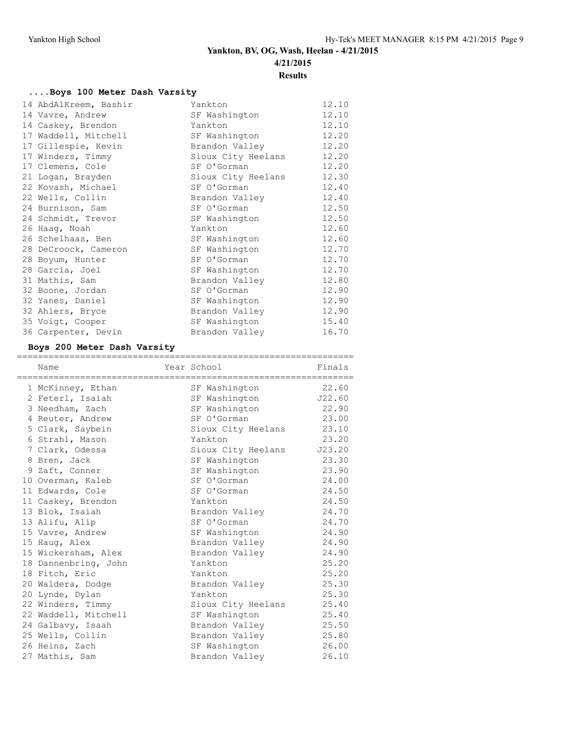## Yankton, BV, OG, Wash, Heelan - 4/21/2015

**4/21/2015**

**Results**

### ....Boys 100 Meter Dash Varsity

| | | | |
|---|---|---|---|
| 14 | AbdAlKreem, Bashir | Yankton | 12.10 |
| 14 | Vavre, Andrew | SF Washington | 12.10 |
| 14 | Caskey, Brendon | Yankton | 12.10 |
| 17 | Waddell, Mitchell | SF Washington | 12.20 |
| 17 | Gillespie, Kevin | Brandon Valley | 12.20 |
| 17 | Winders, Timmy | Sioux City Heelans | 12.20 |
| 17 | Clemens, Cole | SF O'Gorman | 12.20 |
| 21 | Logan, Brayden | Sioux City Heelans | 12.30 |
| 22 | Kovash, Michael | SF O'Gorman | 12.40 |
| 22 | Wells, Collin | Brandon Valley | 12.40 |
| 24 | Burnison, Sam | SF O'Gorman | 12.50 |
| 24 | Schmidt, Trevor | SF Washington | 12.50 |
| 26 | Haag, Noah | Yankton | 12.60 |
| 26 | Schelhaas, Ben | SF Washington | 12.60 |
| 28 | DeCroock, Cameron | SF Washington | 12.70 |
| 28 | Boyum, Hunter | SF O'Gorman | 12.70 |
| 28 | Garcia, Joel | SF Washington | 12.70 |
| 31 | Mathis, Sam | Brandon Valley | 12.80 |
| 32 | Boone, Jordan | SF O'Gorman | 12.90 |
| 32 | Yanes, Daniel | SF Washington | 12.90 |
| 32 | Ahlers, Bryce | Brandon Valley | 12.90 |
| 35 | Voigt, Cooper | SF Washington | 15.40 |
| 36 | Carpenter, Devin | Brandon Valley | 16.70 |

### Boys 200 Meter Dash Varsity

| | Name | Year School | Finals |
|---|---|---|---|
| 1 | McKinney, Ethan | SF Washington | 22.60 |
| 2 | Feterl, Isaiah | SF Washington | J22.60 |
| 3 | Needham, Zach | SF Washington | 22.90 |
| 4 | Reuter, Andrew | SF O'Gorman | 23.00 |
| 5 | Clark, Saybein | Sioux City Heelans | 23.10 |
| 6 | Strahl, Mason | Yankton | 23.20 |
| 7 | Clark, Odessa | Sioux City Heelans | J23.20 |
| 8 | Bren, Jack | SF Washington | 23.30 |
| 9 | Zaft, Conner | SF Washington | 23.90 |
| 10 | Overman, Kaleb | SF O'Gorman | 24.00 |
| 11 | Edwards, Cole | SF O'Gorman | 24.50 |
| 11 | Caskey, Brendon | Yankton | 24.50 |
| 13 | Blok, Isaiah | Brandon Valley | 24.70 |
| 13 | Alifu, Alip | SF O'Gorman | 24.70 |
| 15 | Vavre, Andrew | SF Washington | 24.90 |
| 15 | Haug, Alex | Brandon Valley | 24.90 |
| 15 | Wickersham, Alex | Brandon Valley | 24.90 |
| 18 | Dannenbring, John | Yankton | 25.20 |
| 18 | Fitch, Eric | Yankton | 25.20 |
| 20 | Waldera, Dodge | Brandon Valley | 25.30 |
| 20 | Lynde, Dylan | Yankton | 25.30 |
| 22 | Winders, Timmy | Sioux City Heelans | 25.40 |
| 22 | Waddell, Mitchell | SF Washington | 25.40 |
| 24 | Galbavy, Isaah | Brandon Valley | 25.50 |
| 25 | Wells, Collin | Brandon Valley | 25.80 |
| 26 | Heins, Zach | SF Washington | 26.00 |
| 27 | Mathis, Sam | Brandon Valley | 26.10 |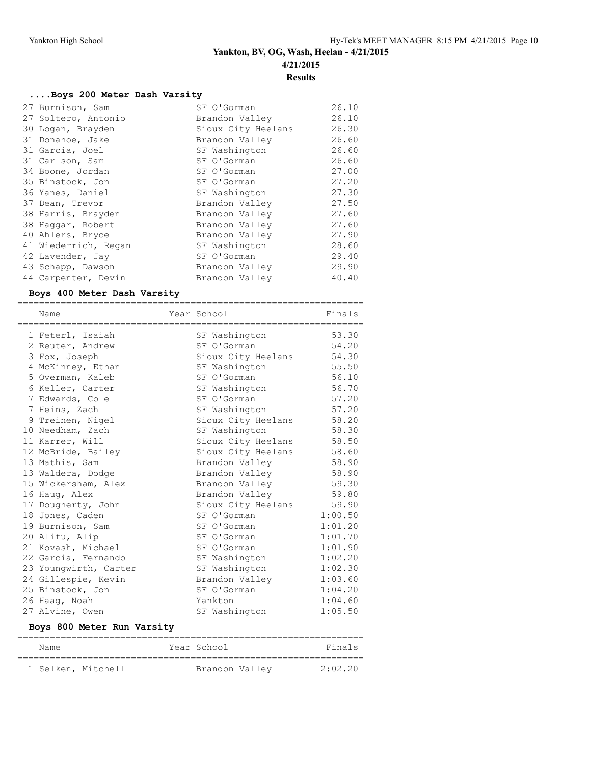# Yankton, BV, OG, Wash, Heelan - 4/21/2015

**4/21/2015**

**Results**

### ....Boys 200 Meter Dash Varsity

| Place | Name | Year | School | Finals |
|---|---|---|---|---|
| 27 | Burnison, Sam | | SF O'Gorman | 26.10 |
| 27 | Soltero, Antonio | | Brandon Valley | 26.10 |
| 30 | Logan, Brayden | | Sioux City Heelans | 26.30 |
| 31 | Donahoe, Jake | | Brandon Valley | 26.60 |
| 31 | Garcia, Joel | | SF Washington | 26.60 |
| 31 | Carlson, Sam | | SF O'Gorman | 26.60 |
| 34 | Boone, Jordan | | SF O'Gorman | 27.00 |
| 35 | Binstock, Jon | | SF O'Gorman | 27.20 |
| 36 | Yanes, Daniel | | SF Washington | 27.30 |
| 37 | Dean, Trevor | | Brandon Valley | 27.50 |
| 38 | Harris, Brayden | | Brandon Valley | 27.60 |
| 38 | Haggar, Robert | | Brandon Valley | 27.60 |
| 40 | Ahlers, Bryce | | Brandon Valley | 27.90 |
| 41 | Wiederrich, Regan | | SF Washington | 28.60 |
| 42 | Lavender, Jay | | SF O'Gorman | 29.40 |
| 43 | Schapp, Dawson | | Brandon Valley | 29.90 |
| 44 | Carpenter, Devin | | Brandon Valley | 40.40 |

### Boys 400 Meter Dash Varsity

| Place | Name | Year | School | Finals |
|---|---|---|---|---|
| 1 | Feterl, Isaiah | | SF Washington | 53.30 |
| 2 | Reuter, Andrew | | SF O'Gorman | 54.20 |
| 3 | Fox, Joseph | | Sioux City Heelans | 54.30 |
| 4 | McKinney, Ethan | | SF Washington | 55.50 |
| 5 | Overman, Kaleb | | SF O'Gorman | 56.10 |
| 6 | Keller, Carter | | SF Washington | 56.70 |
| 7 | Edwards, Cole | | SF O'Gorman | 57.20 |
| 7 | Heins, Zach | | SF Washington | 57.20 |
| 9 | Treinen, Nigel | | Sioux City Heelans | 58.20 |
| 10 | Needham, Zach | | SF Washington | 58.30 |
| 11 | Karrer, Will | | Sioux City Heelans | 58.50 |
| 12 | McBride, Bailey | | Sioux City Heelans | 58.60 |
| 13 | Mathis, Sam | | Brandon Valley | 58.90 |
| 13 | Waldera, Dodge | | Brandon Valley | 58.90 |
| 15 | Wickersham, Alex | | Brandon Valley | 59.30 |
| 16 | Haug, Alex | | Brandon Valley | 59.80 |
| 17 | Dougherty, John | | Sioux City Heelans | 59.90 |
| 18 | Jones, Caden | | SF O'Gorman | 1:00.50 |
| 19 | Burnison, Sam | | SF O'Gorman | 1:01.20 |
| 20 | Alifu, Alip | | SF O'Gorman | 1:01.70 |
| 21 | Kovash, Michael | | SF O'Gorman | 1:01.90 |
| 22 | Garcia, Fernando | | SF Washington | 1:02.20 |
| 23 | Youngwirth, Carter | | SF Washington | 1:02.30 |
| 24 | Gillespie, Kevin | | Brandon Valley | 1:03.60 |
| 25 | Binstock, Jon | | SF O'Gorman | 1:04.20 |
| 26 | Haag, Noah | | Yankton | 1:04.60 |
| 27 | Alvine, Owen | | SF Washington | 1:05.50 |

### Boys 800 Meter Run Varsity

| Place | Name | Year | School | Finals |
|---|---|---|---|---|
| 1 | Selken, Mitchell | | Brandon Valley | 2:02.20 |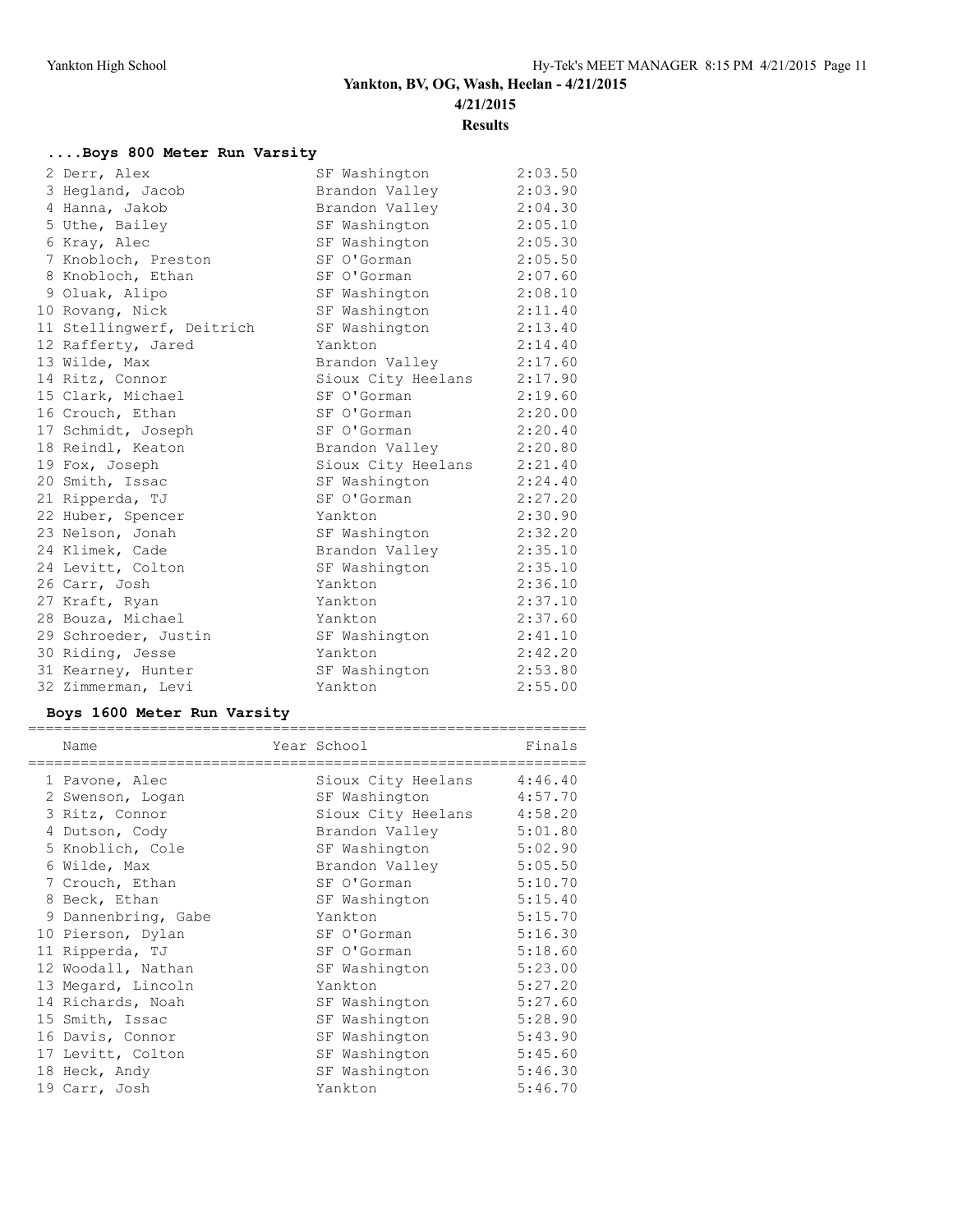# Yankton, BV, OG, Wash, Heelan - 4/21/2015

**4/21/2015**

**Results**

### ....Boys 800 Meter Run Varsity

| | | | |
|---|---|---|---|
| 2 | Derr, Alex | SF Washington | 2:03.50 |
| 3 | Hegland, Jacob | Brandon Valley | 2:03.90 |
| 4 | Hanna, Jakob | Brandon Valley | 2:04.30 |
| 5 | Uthe, Bailey | SF Washington | 2:05.10 |
| 6 | Kray, Alec | SF Washington | 2:05.30 |
| 7 | Knobloch, Preston | SF O'Gorman | 2:05.50 |
| 8 | Knobloch, Ethan | SF O'Gorman | 2:07.60 |
| 9 | Oluak, Alipo | SF Washington | 2:08.10 |
| 10 | Rovang, Nick | SF Washington | 2:11.40 |
| 11 | Stellingwerf, Deitrich | SF Washington | 2:13.40 |
| 12 | Rafferty, Jared | Yankton | 2:14.40 |
| 13 | Wilde, Max | Brandon Valley | 2:17.60 |
| 14 | Ritz, Connor | Sioux City Heelans | 2:17.90 |
| 15 | Clark, Michael | SF O'Gorman | 2:19.60 |
| 16 | Crouch, Ethan | SF O'Gorman | 2:20.00 |
| 17 | Schmidt, Joseph | SF O'Gorman | 2:20.40 |
| 18 | Reindl, Keaton | Brandon Valley | 2:20.80 |
| 19 | Fox, Joseph | Sioux City Heelans | 2:21.40 |
| 20 | Smith, Issac | SF Washington | 2:24.40 |
| 21 | Ripperda, TJ | SF O'Gorman | 2:27.20 |
| 22 | Huber, Spencer | Yankton | 2:30.90 |
| 23 | Nelson, Jonah | SF Washington | 2:32.20 |
| 24 | Klimek, Cade | Brandon Valley | 2:35.10 |
| 24 | Levitt, Colton | SF Washington | 2:35.10 |
| 26 | Carr, Josh | Yankton | 2:36.10 |
| 27 | Kraft, Ryan | Yankton | 2:37.10 |
| 28 | Bouza, Michael | Yankton | 2:37.60 |
| 29 | Schroeder, Justin | SF Washington | 2:41.10 |
| 30 | Riding, Jesse | Yankton | 2:42.20 |
| 31 | Kearney, Hunter | SF Washington | 2:53.80 |
| 32 | Zimmerman, Levi | Yankton | 2:55.00 |

### Boys 1600 Meter Run Varsity

| | Name | Year | School | Finals |
|---|---|---|---|---|
| 1 | Pavone, Alec | | Sioux City Heelans | 4:46.40 |
| 2 | Swenson, Logan | | SF Washington | 4:57.70 |
| 3 | Ritz, Connor | | Sioux City Heelans | 4:58.20 |
| 4 | Dutson, Cody | | Brandon Valley | 5:01.80 |
| 5 | Knoblich, Cole | | SF Washington | 5:02.90 |
| 6 | Wilde, Max | | Brandon Valley | 5:05.50 |
| 7 | Crouch, Ethan | | SF O'Gorman | 5:10.70 |
| 8 | Beck, Ethan | | SF Washington | 5:15.40 |
| 9 | Dannenbring, Gabe | | Yankton | 5:15.70 |
| 10 | Pierson, Dylan | | SF O'Gorman | 5:16.30 |
| 11 | Ripperda, TJ | | SF O'Gorman | 5:18.60 |
| 12 | Woodall, Nathan | | SF Washington | 5:23.00 |
| 13 | Megard, Lincoln | | Yankton | 5:27.20 |
| 14 | Richards, Noah | | SF Washington | 5:27.60 |
| 15 | Smith, Issac | | SF Washington | 5:28.90 |
| 16 | Davis, Connor | | SF Washington | 5:43.90 |
| 17 | Levitt, Colton | | SF Washington | 5:45.60 |
| 18 | Heck, Andy | | SF Washington | 5:46.30 |
| 19 | Carr, Josh | | Yankton | 5:46.70 |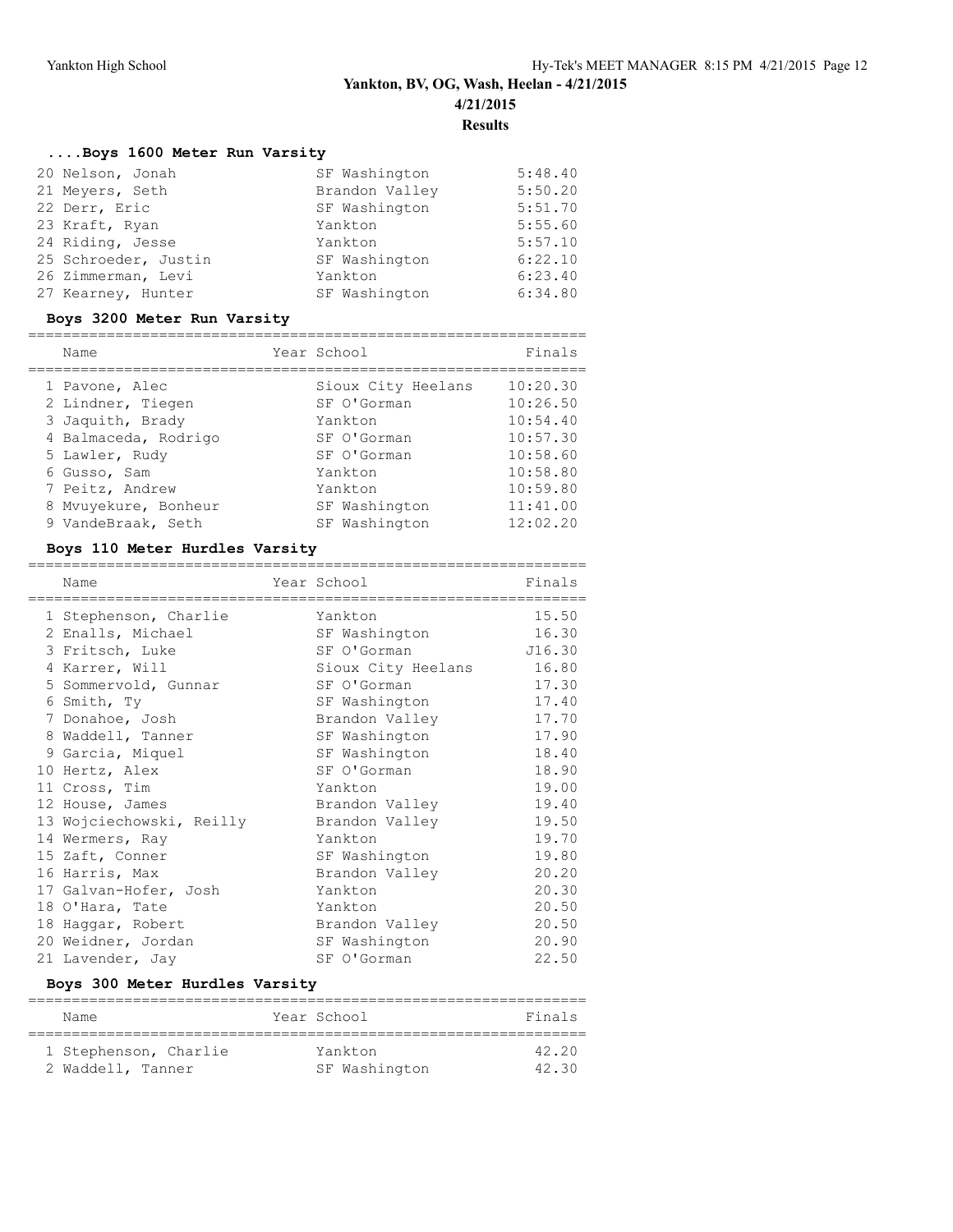# Yankton, BV, OG, Wash, Heelan - 4/21/2015

**4/21/2015**

**Results**

### ....Boys 1600 Meter Run Varsity

| | Name | School | Finals |
|---|---|---|---|
| 20 | Nelson, Jonah | SF Washington | 5:48.40 |
| 21 | Meyers, Seth | Brandon Valley | 5:50.20 |
| 22 | Derr, Eric | SF Washington | 5:51.70 |
| 23 | Kraft, Ryan | Yankton | 5:55.60 |
| 24 | Riding, Jesse | Yankton | 5:57.10 |
| 25 | Schroeder, Justin | SF Washington | 6:22.10 |
| 26 | Zimmerman, Levi | Yankton | 6:23.40 |
| 27 | Kearney, Hunter | SF Washington | 6:34.80 |

### Boys 3200 Meter Run Varsity

| | Name | Year School | Finals |
|---|---|---|---|
| 1 | Pavone, Alec | Sioux City Heelans | 10:20.30 |
| 2 | Lindner, Tiegen | SF O'Gorman | 10:26.50 |
| 3 | Jaquith, Brady | Yankton | 10:54.40 |
| 4 | Balmaceda, Rodrigo | SF O'Gorman | 10:57.30 |
| 5 | Lawler, Rudy | SF O'Gorman | 10:58.60 |
| 6 | Gusso, Sam | Yankton | 10:58.80 |
| 7 | Peitz, Andrew | Yankton | 10:59.80 |
| 8 | Mvuyekure, Bonheur | SF Washington | 11:41.00 |
| 9 | VandeBraak, Seth | SF Washington | 12:02.20 |

### Boys 110 Meter Hurdles Varsity

| | Name | Year School | Finals |
|---|---|---|---|
| 1 | Stephenson, Charlie | Yankton | 15.50 |
| 2 | Enalls, Michael | SF Washington | 16.30 |
| 3 | Fritsch, Luke | SF O'Gorman | J16.30 |
| 4 | Karrer, Will | Sioux City Heelans | 16.80 |
| 5 | Sommervold, Gunnar | SF O'Gorman | 17.30 |
| 6 | Smith, Ty | SF Washington | 17.40 |
| 7 | Donahoe, Josh | Brandon Valley | 17.70 |
| 8 | Waddell, Tanner | SF Washington | 17.90 |
| 9 | Garcia, Miquel | SF Washington | 18.40 |
| 10 | Hertz, Alex | SF O'Gorman | 18.90 |
| 11 | Cross, Tim | Yankton | 19.00 |
| 12 | House, James | Brandon Valley | 19.40 |
| 13 | Wojciechowski, Reilly | Brandon Valley | 19.50 |
| 14 | Wermers, Ray | Yankton | 19.70 |
| 15 | Zaft, Conner | SF Washington | 19.80 |
| 16 | Harris, Max | Brandon Valley | 20.20 |
| 17 | Galvan-Hofer, Josh | Yankton | 20.30 |
| 18 | O'Hara, Tate | Yankton | 20.50 |
| 18 | Haggar, Robert | Brandon Valley | 20.50 |
| 20 | Weidner, Jordan | SF Washington | 20.90 |
| 21 | Lavender, Jay | SF O'Gorman | 22.50 |

### Boys 300 Meter Hurdles Varsity

| | Name | Year School | Finals |
|---|---|---|---|
| 1 | Stephenson, Charlie | Yankton | 42.20 |
| 2 | Waddell, Tanner | SF Washington | 42.30 |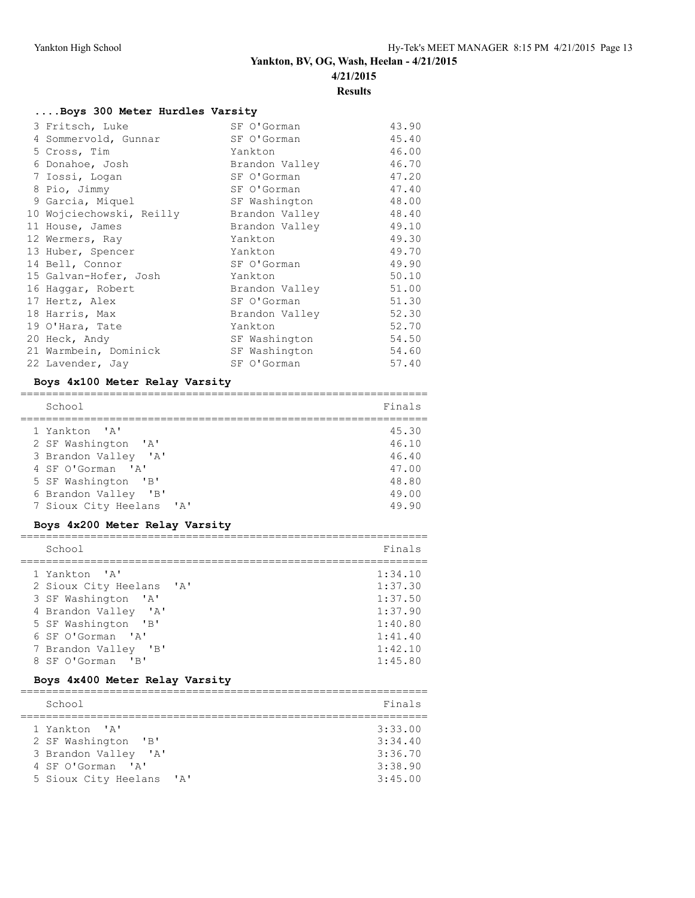Yankton, BV, OG, Wash, Heelan - 4/21/2015

4/21/2015

**Results**

### ....Boys 300 Meter Hurdles Varsity

| | | | |
|---|---|---|---|
| 3 | Fritsch, Luke | SF O'Gorman | 43.90 |
| 4 | Sommervold, Gunnar | SF O'Gorman | 45.40 |
| 5 | Cross, Tim | Yankton | 46.00 |
| 6 | Donahoe, Josh | Brandon Valley | 46.70 |
| 7 | Iossi, Logan | SF O'Gorman | 47.20 |
| 8 | Pio, Jimmy | SF O'Gorman | 47.40 |
| 9 | Garcia, Miquel | SF Washington | 48.00 |
| 10 | Wojciechowski, Reilly | Brandon Valley | 48.40 |
| 11 | House, James | Brandon Valley | 49.10 |
| 12 | Wermers, Ray | Yankton | 49.30 |
| 13 | Huber, Spencer | Yankton | 49.70 |
| 14 | Bell, Connor | SF O'Gorman | 49.90 |
| 15 | Galvan-Hofer, Josh | Yankton | 50.10 |
| 16 | Haggar, Robert | Brandon Valley | 51.00 |
| 17 | Hertz, Alex | SF O'Gorman | 51.30 |
| 18 | Harris, Max | Brandon Valley | 52.30 |
| 19 | O'Hara, Tate | Yankton | 52.70 |
| 20 | Heck, Andy | SF Washington | 54.50 |
| 21 | Warmbein, Dominick | SF Washington | 54.60 |
| 22 | Lavender, Jay | SF O'Gorman | 57.40 |

### Boys 4x100 Meter Relay Varsity

| | School | Finals |
|---|---|---|
| 1 | Yankton 'A' | 45.30 |
| 2 | SF Washington 'A' | 46.10 |
| 3 | Brandon Valley 'A' | 46.40 |
| 4 | SF O'Gorman 'A' | 47.00 |
| 5 | SF Washington 'B' | 48.80 |
| 6 | Brandon Valley 'B' | 49.00 |
| 7 | Sioux City Heelans 'A' | 49.90 |

### Boys 4x200 Meter Relay Varsity

| | School | Finals |
|---|---|---|
| 1 | Yankton 'A' | 1:34.10 |
| 2 | Sioux City Heelans 'A' | 1:37.30 |
| 3 | SF Washington 'A' | 1:37.50 |
| 4 | Brandon Valley 'A' | 1:37.90 |
| 5 | SF Washington 'B' | 1:40.80 |
| 6 | SF O'Gorman 'A' | 1:41.40 |
| 7 | Brandon Valley 'B' | 1:42.10 |
| 8 | SF O'Gorman 'B' | 1:45.80 |

### Boys 4x400 Meter Relay Varsity

| | School | Finals |
|---|---|---|
| 1 | Yankton 'A' | 3:33.00 |
| 2 | SF Washington 'B' | 3:34.40 |
| 3 | Brandon Valley 'A' | 3:36.70 |
| 4 | SF O'Gorman 'A' | 3:38.90 |
| 5 | Sioux City Heelans 'A' | 3:45.00 |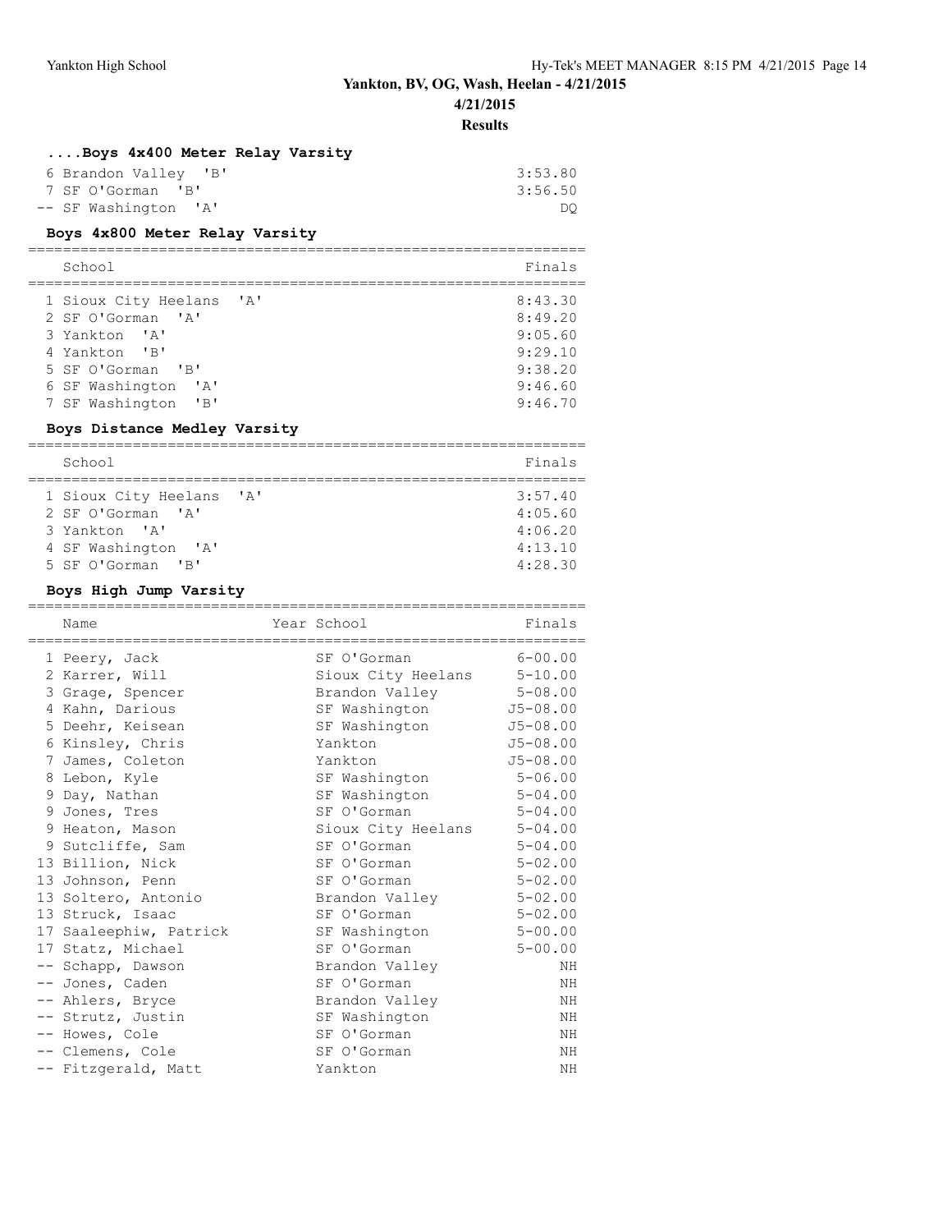## Yankton, BV, OG, Wash, Heelan - 4/21/2015

**4/21/2015**

**Results**

### ....Boys 4x400 Meter Relay Varsity

| | | |
|---|---|---|
| 6 | Brandon Valley 'B' | 3:53.80 |
| 7 | SF O'Gorman 'B' | 3:56.50 |
| -- | SF Washington 'A' | DQ |

### Boys 4x800 Meter Relay Varsity

| | School | Finals |
|---|---|---|
| 1 | Sioux City Heelans 'A' | 8:43.30 |
| 2 | SF O'Gorman 'A' | 8:49.20 |
| 3 | Yankton 'A' | 9:05.60 |
| 4 | Yankton 'B' | 9:29.10 |
| 5 | SF O'Gorman 'B' | 9:38.20 |
| 6 | SF Washington 'A' | 9:46.60 |
| 7 | SF Washington 'B' | 9:46.70 |

### Boys Distance Medley Varsity

| | School | Finals |
|---|---|---|
| 1 | Sioux City Heelans 'A' | 3:57.40 |
| 2 | SF O'Gorman 'A' | 4:05.60 |
| 3 | Yankton 'A' | 4:06.20 |
| 4 | SF Washington 'A' | 4:13.10 |
| 5 | SF O'Gorman 'B' | 4:28.30 |

### Boys High Jump Varsity

| | Name | Year | School | Finals |
|---|---|---|---|---|
| 1 | Peery, Jack | | SF O'Gorman | 6-00.00 |
| 2 | Karrer, Will | | Sioux City Heelans | 5-10.00 |
| 3 | Grage, Spencer | | Brandon Valley | 5-08.00 |
| 4 | Kahn, Darious | | SF Washington | J5-08.00 |
| 5 | Deehr, Keisean | | SF Washington | J5-08.00 |
| 6 | Kinsley, Chris | | Yankton | J5-08.00 |
| 7 | James, Coleton | | Yankton | J5-08.00 |
| 8 | Lebon, Kyle | | SF Washington | 5-06.00 |
| 9 | Day, Nathan | | SF Washington | 5-04.00 |
| 9 | Jones, Tres | | SF O'Gorman | 5-04.00 |
| 9 | Heaton, Mason | | Sioux City Heelans | 5-04.00 |
| 9 | Sutcliffe, Sam | | SF O'Gorman | 5-04.00 |
| 13 | Billion, Nick | | SF O'Gorman | 5-02.00 |
| 13 | Johnson, Penn | | SF O'Gorman | 5-02.00 |
| 13 | Soltero, Antonio | | Brandon Valley | 5-02.00 |
| 13 | Struck, Isaac | | SF O'Gorman | 5-02.00 |
| 17 | Saaleephiw, Patrick | | SF Washington | 5-00.00 |
| 17 | Statz, Michael | | SF O'Gorman | 5-00.00 |
| -- | Schapp, Dawson | | Brandon Valley | NH |
| -- | Jones, Caden | | SF O'Gorman | NH |
| -- | Ahlers, Bryce | | Brandon Valley | NH |
| -- | Strutz, Justin | | SF Washington | NH |
| -- | Howes, Cole | | SF O'Gorman | NH |
| -- | Clemens, Cole | | SF O'Gorman | NH |
| -- | Fitzgerald, Matt | | Yankton | NH |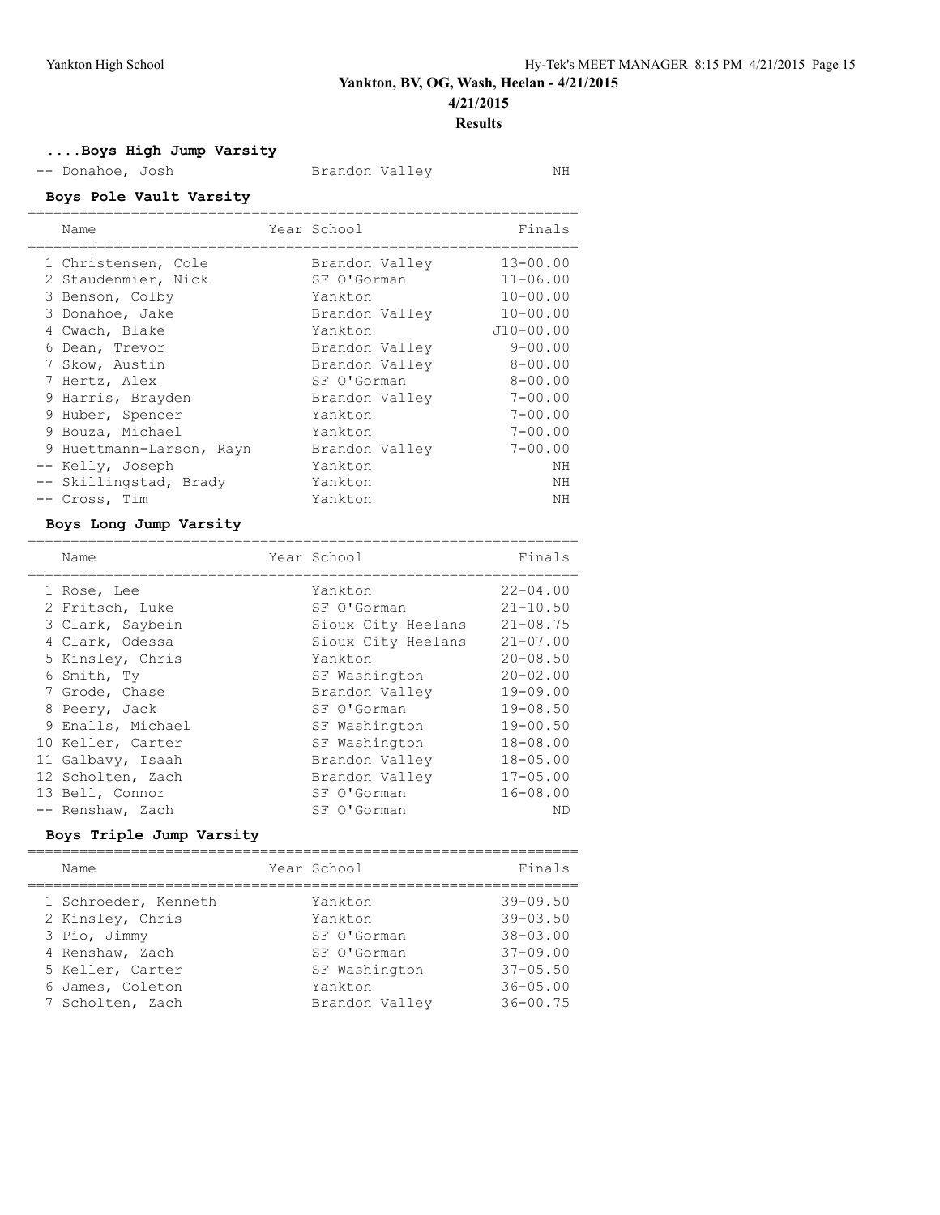## Yankton, BV, OG, Wash, Heelan - 4/21/2015

**4/21/2015**

**Results**

### ....Boys High Jump Varsity

| | | | |
|---|---|---|---|
| -- | Donahoe, Josh | Brandon Valley | NH |

### Boys Pole Vault Varsity

| | Name | Year | School | Finals |
|---|---|---|---|---|
| 1 | Christensen, Cole | | Brandon Valley | 13-00.00 |
| 2 | Staudenmier, Nick | | SF O'Gorman | 11-06.00 |
| 3 | Benson, Colby | | Yankton | 10-00.00 |
| 3 | Donahoe, Jake | | Brandon Valley | 10-00.00 |
| 4 | Cwach, Blake | | Yankton | J10-00.00 |
| 6 | Dean, Trevor | | Brandon Valley | 9-00.00 |
| 7 | Skow, Austin | | Brandon Valley | 8-00.00 |
| 7 | Hertz, Alex | | SF O'Gorman | 8-00.00 |
| 9 | Harris, Brayden | | Brandon Valley | 7-00.00 |
| 9 | Huber, Spencer | | Yankton | 7-00.00 |
| 9 | Bouza, Michael | | Yankton | 7-00.00 |
| 9 | Huettmann-Larson, Rayn | | Brandon Valley | 7-00.00 |
| -- | Kelly, Joseph | | Yankton | NH |
| -- | Skillingstad, Brady | | Yankton | NH |
| -- | Cross, Tim | | Yankton | NH |

### Boys Long Jump Varsity

| | Name | Year | School | Finals |
|---|---|---|---|---|
| 1 | Rose, Lee | | Yankton | 22-04.00 |
| 2 | Fritsch, Luke | | SF O'Gorman | 21-10.50 |
| 3 | Clark, Saybein | | Sioux City Heelans | 21-08.75 |
| 4 | Clark, Odessa | | Sioux City Heelans | 21-07.00 |
| 5 | Kinsley, Chris | | Yankton | 20-08.50 |
| 6 | Smith, Ty | | SF Washington | 20-02.00 |
| 7 | Grode, Chase | | Brandon Valley | 19-09.00 |
| 8 | Peery, Jack | | SF O'Gorman | 19-08.50 |
| 9 | Enalls, Michael | | SF Washington | 19-00.50 |
| 10 | Keller, Carter | | SF Washington | 18-08.00 |
| 11 | Galbavy, Isaah | | Brandon Valley | 18-05.00 |
| 12 | Scholten, Zach | | Brandon Valley | 17-05.00 |
| 13 | Bell, Connor | | SF O'Gorman | 16-08.00 |
| -- | Renshaw, Zach | | SF O'Gorman | ND |

### Boys Triple Jump Varsity

| | Name | Year | School | Finals |
|---|---|---|---|---|
| 1 | Schroeder, Kenneth | | Yankton | 39-09.50 |
| 2 | Kinsley, Chris | | Yankton | 39-03.50 |
| 3 | Pio, Jimmy | | SF O'Gorman | 38-03.00 |
| 4 | Renshaw, Zach | | SF O'Gorman | 37-09.00 |
| 5 | Keller, Carter | | SF Washington | 37-05.50 |
| 6 | James, Coleton | | Yankton | 36-05.00 |
| 7 | Scholten, Zach | | Brandon Valley | 36-00.75 |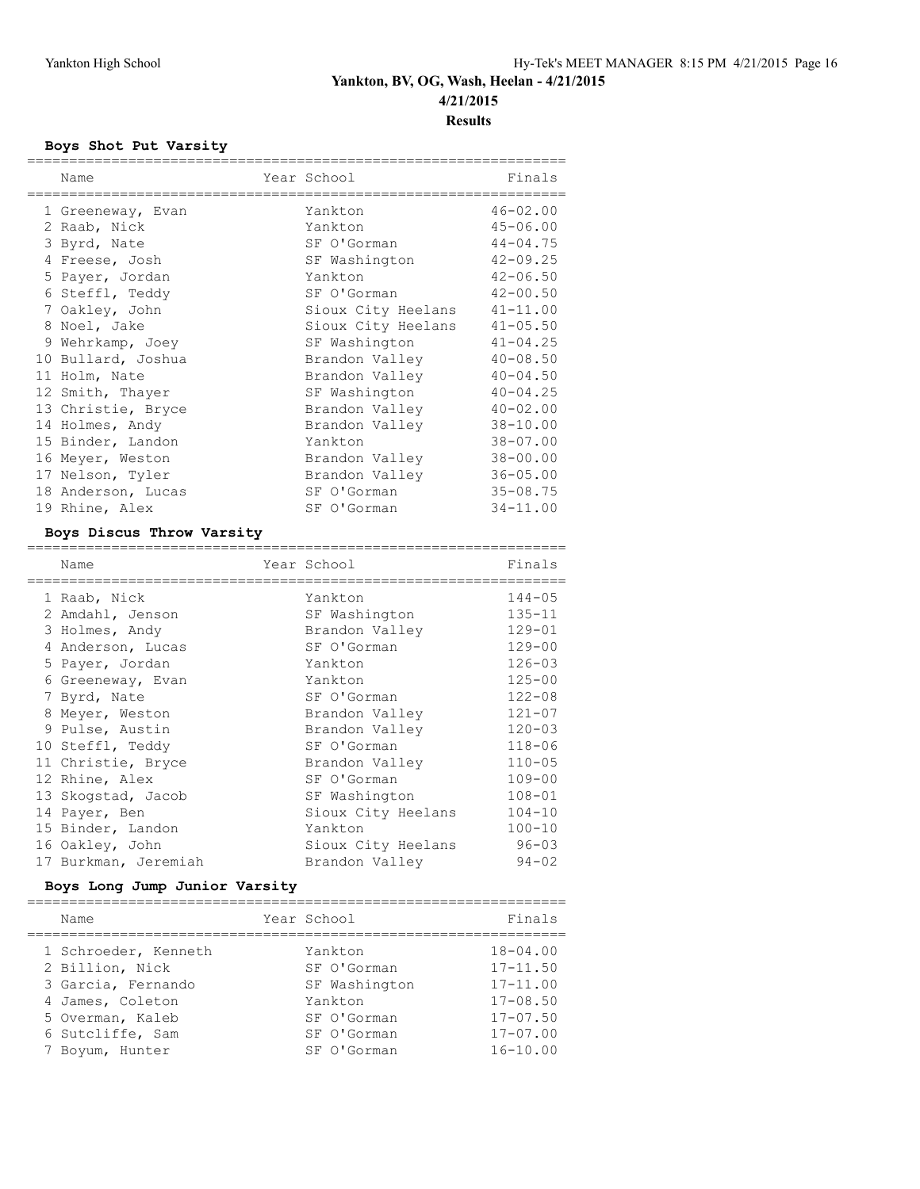# Yankton, BV, OG, Wash, Heelan - 4/21/2015

**4/21/2015**

**Results**

### Boys Shot Put Varsity

| | Name | Year | School | Finals |
|---|---|---|---|---|
| 1 | Greeneway, Evan | | Yankton | 46-02.00 |
| 2 | Raab, Nick | | Yankton | 45-06.00 |
| 3 | Byrd, Nate | | SF O'Gorman | 44-04.75 |
| 4 | Freese, Josh | | SF Washington | 42-09.25 |
| 5 | Payer, Jordan | | Yankton | 42-06.50 |
| 6 | Steffl, Teddy | | SF O'Gorman | 42-00.50 |
| 7 | Oakley, John | | Sioux City Heelans | 41-11.00 |
| 8 | Noel, Jake | | Sioux City Heelans | 41-05.50 |
| 9 | Wehrkamp, Joey | | SF Washington | 41-04.25 |
| 10 | Bullard, Joshua | | Brandon Valley | 40-08.50 |
| 11 | Holm, Nate | | Brandon Valley | 40-04.50 |
| 12 | Smith, Thayer | | SF Washington | 40-04.25 |
| 13 | Christie, Bryce | | Brandon Valley | 40-02.00 |
| 14 | Holmes, Andy | | Brandon Valley | 38-10.00 |
| 15 | Binder, Landon | | Yankton | 38-07.00 |
| 16 | Meyer, Weston | | Brandon Valley | 38-00.00 |
| 17 | Nelson, Tyler | | Brandon Valley | 36-05.00 |
| 18 | Anderson, Lucas | | SF O'Gorman | 35-08.75 |
| 19 | Rhine, Alex | | SF O'Gorman | 34-11.00 |

### Boys Discus Throw Varsity

| | Name | Year | School | Finals |
|---|---|---|---|---|
| 1 | Raab, Nick | | Yankton | 144-05 |
| 2 | Amdahl, Jenson | | SF Washington | 135-11 |
| 3 | Holmes, Andy | | Brandon Valley | 129-01 |
| 4 | Anderson, Lucas | | SF O'Gorman | 129-00 |
| 5 | Payer, Jordan | | Yankton | 126-03 |
| 6 | Greeneway, Evan | | Yankton | 125-00 |
| 7 | Byrd, Nate | | SF O'Gorman | 122-08 |
| 8 | Meyer, Weston | | Brandon Valley | 121-07 |
| 9 | Pulse, Austin | | Brandon Valley | 120-03 |
| 10 | Steffl, Teddy | | SF O'Gorman | 118-06 |
| 11 | Christie, Bryce | | Brandon Valley | 110-05 |
| 12 | Rhine, Alex | | SF O'Gorman | 109-00 |
| 13 | Skogstad, Jacob | | SF Washington | 108-01 |
| 14 | Payer, Ben | | Sioux City Heelans | 104-10 |
| 15 | Binder, Landon | | Yankton | 100-10 |
| 16 | Oakley, John | | Sioux City Heelans | 96-03 |
| 17 | Burkman, Jeremiah | | Brandon Valley | 94-02 |

### Boys Long Jump Junior Varsity

| | Name | Year | School | Finals |
|---|---|---|---|---|
| 1 | Schroeder, Kenneth | | Yankton | 18-04.00 |
| 2 | Billion, Nick | | SF O'Gorman | 17-11.50 |
| 3 | Garcia, Fernando | | SF Washington | 17-11.00 |
| 4 | James, Coleton | | Yankton | 17-08.50 |
| 5 | Overman, Kaleb | | SF O'Gorman | 17-07.50 |
| 6 | Sutcliffe, Sam | | SF O'Gorman | 17-07.00 |
| 7 | Boyum, Hunter | | SF O'Gorman | 16-10.00 |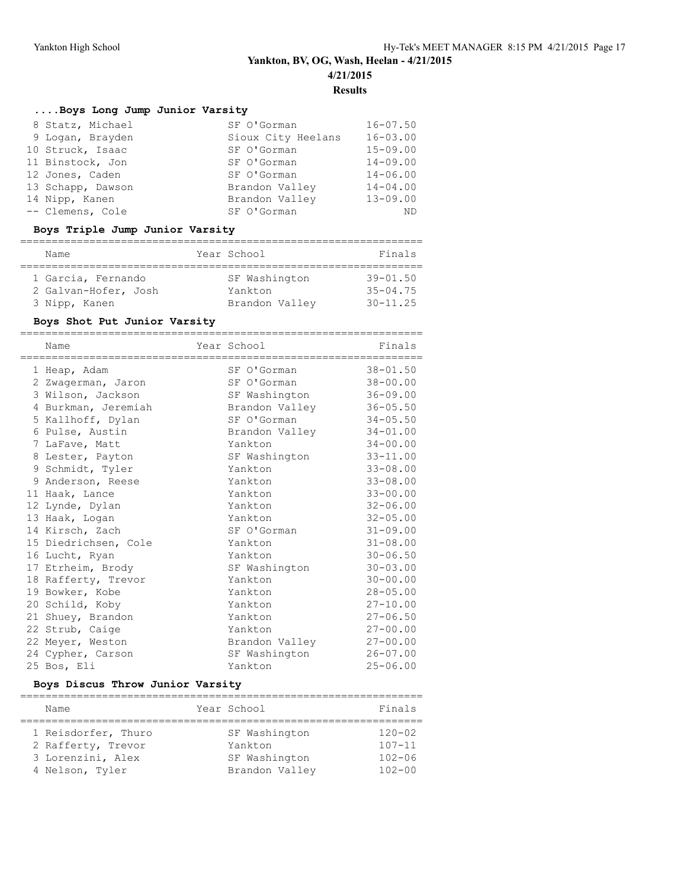## Yankton, BV, OG, Wash, Heelan - 4/21/2015

**4/21/2015**

**Results**

### ....Boys Long Jump Junior Varsity

| | Name | Year | School | Finals |
|---|---|---|---|---|
| 8 | Statz, Michael | | SF O'Gorman | 16-07.50 |
| 9 | Logan, Brayden | | Sioux City Heelans | 16-03.00 |
| 10 | Struck, Isaac | | SF O'Gorman | 15-09.00 |
| 11 | Binstock, Jon | | SF O'Gorman | 14-09.00 |
| 12 | Jones, Caden | | SF O'Gorman | 14-06.00 |
| 13 | Schapp, Dawson | | Brandon Valley | 14-04.00 |
| 14 | Nipp, Kanen | | Brandon Valley | 13-09.00 |
| -- | Clemens, Cole | | SF O'Gorman | ND |

### Boys Triple Jump Junior Varsity

| | Name | Year | School | Finals |
|---|---|---|---|---|
| 1 | Garcia, Fernando | | SF Washington | 39-01.50 |
| 2 | Galvan-Hofer, Josh | | Yankton | 35-04.75 |
| 3 | Nipp, Kanen | | Brandon Valley | 30-11.25 |

### Boys Shot Put Junior Varsity

| | Name | Year | School | Finals |
|---|---|---|---|---|
| 1 | Heap, Adam | | SF O'Gorman | 38-01.50 |
| 2 | Zwagerman, Jaron | | SF O'Gorman | 38-00.00 |
| 3 | Wilson, Jackson | | SF Washington | 36-09.00 |
| 4 | Burkman, Jeremiah | | Brandon Valley | 36-05.50 |
| 5 | Kallhoff, Dylan | | SF O'Gorman | 34-05.50 |
| 6 | Pulse, Austin | | Brandon Valley | 34-01.00 |
| 7 | LaFave, Matt | | Yankton | 34-00.00 |
| 8 | Lester, Payton | | SF Washington | 33-11.00 |
| 9 | Schmidt, Tyler | | Yankton | 33-08.00 |
| 9 | Anderson, Reese | | Yankton | 33-08.00 |
| 11 | Haak, Lance | | Yankton | 33-00.00 |
| 12 | Lynde, Dylan | | Yankton | 32-06.00 |
| 13 | Haak, Logan | | Yankton | 32-05.00 |
| 14 | Kirsch, Zach | | SF O'Gorman | 31-09.00 |
| 15 | Diedrichsen, Cole | | Yankton | 31-08.00 |
| 16 | Lucht, Ryan | | Yankton | 30-06.50 |
| 17 | Etrheim, Brody | | SF Washington | 30-03.00 |
| 18 | Rafferty, Trevor | | Yankton | 30-00.00 |
| 19 | Bowker, Kobe | | Yankton | 28-05.00 |
| 20 | Schild, Koby | | Yankton | 27-10.00 |
| 21 | Shuey, Brandon | | Yankton | 27-06.50 |
| 22 | Strub, Caige | | Yankton | 27-00.00 |
| 22 | Meyer, Weston | | Brandon Valley | 27-00.00 |
| 24 | Cypher, Carson | | SF Washington | 26-07.00 |
| 25 | Bos, Eli | | Yankton | 25-06.00 |

### Boys Discus Throw Junior Varsity

| | Name | Year | School | Finals |
|---|---|---|---|---|
| 1 | Reisdorfer, Thuro | | SF Washington | 120-02 |
| 2 | Rafferty, Trevor | | Yankton | 107-11 |
| 3 | Lorenzini, Alex | | SF Washington | 102-06 |
| 4 | Nelson, Tyler | | Brandon Valley | 102-00 |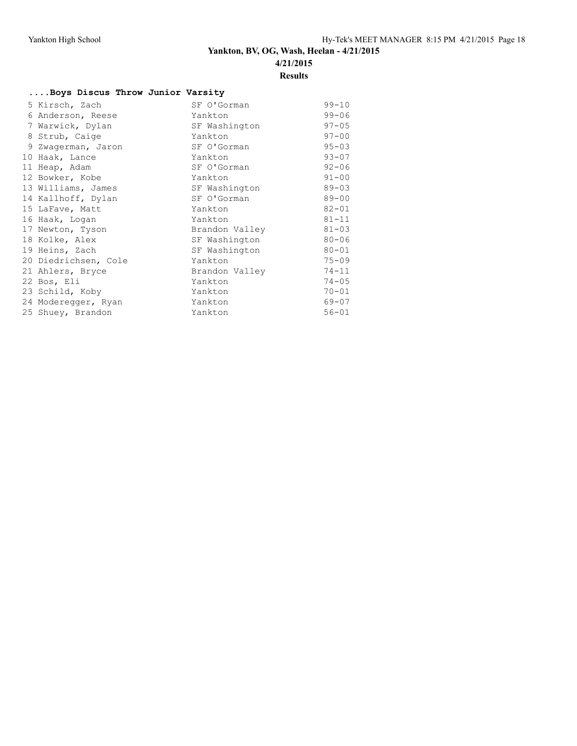# Yankton, BV, OG, Wash, Heelan - 4/21/2015

**4/21/2015**

**Results**

### ....Boys Discus Throw Junior Varsity

| | | | |
|---|---|---|---|
| 5 | Kirsch, Zach | SF O'Gorman | 99-10 |
| 6 | Anderson, Reese | Yankton | 99-06 |
| 7 | Warwick, Dylan | SF Washington | 97-05 |
| 8 | Strub, Caige | Yankton | 97-00 |
| 9 | Zwagerman, Jaron | SF O'Gorman | 95-03 |
| 10 | Haak, Lance | Yankton | 93-07 |
| 11 | Heap, Adam | SF O'Gorman | 92-06 |
| 12 | Bowker, Kobe | Yankton | 91-00 |
| 13 | Williams, James | SF Washington | 89-03 |
| 14 | Kallhoff, Dylan | SF O'Gorman | 89-00 |
| 15 | LaFave, Matt | Yankton | 82-01 |
| 16 | Haak, Logan | Yankton | 81-11 |
| 17 | Newton, Tyson | Brandon Valley | 81-03 |
| 18 | Kolke, Alex | SF Washington | 80-06 |
| 19 | Heins, Zach | SF Washington | 80-01 |
| 20 | Diedrichsen, Cole | Yankton | 75-09 |
| 21 | Ahlers, Bryce | Brandon Valley | 74-11 |
| 22 | Bos, Eli | Yankton | 74-05 |
| 23 | Schild, Koby | Yankton | 70-01 |
| 24 | Moderegger, Ryan | Yankton | 69-07 |
| 25 | Shuey, Brandon | Yankton | 56-01 |